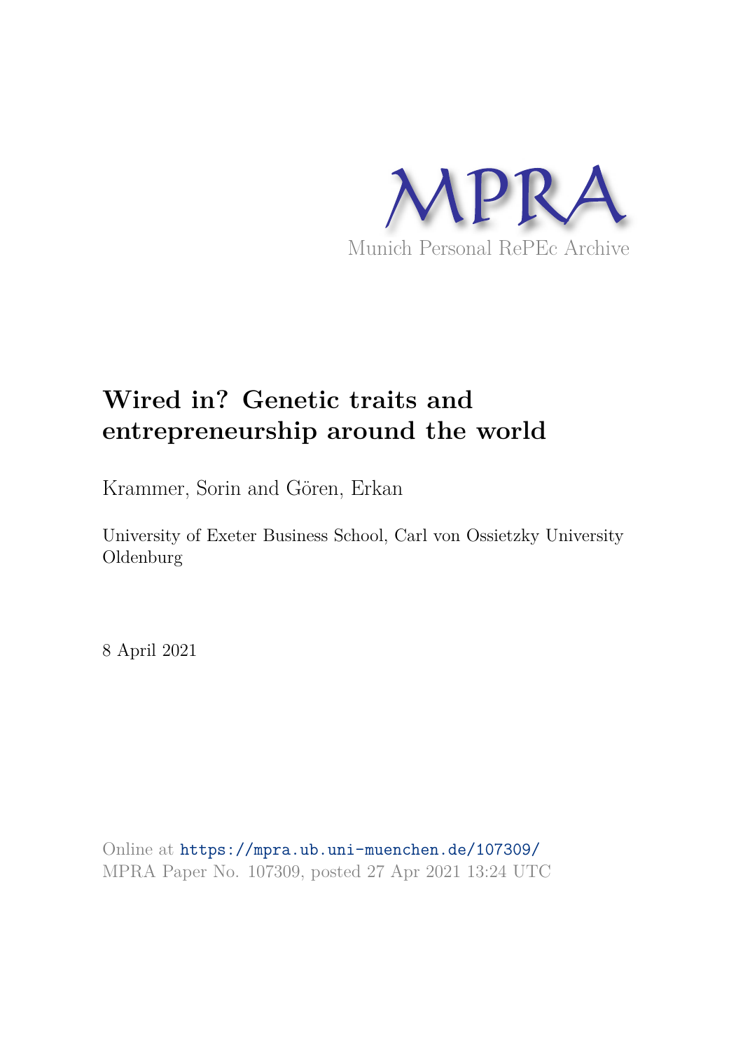MPRA

Munich Personal RePEc Archive

# Wired in? Genetic traits and entrepreneurship around the world

Krammer, Sorin and Gören, Erkan

University of Exeter Business School, Carl von Ossietzky University Oldenburg

8 April 2021

Online at https://mpra.ub.uni-muenchen.de/107309/
MPRA Paper No. 107309, posted 27 Apr 2021 13:24 UTC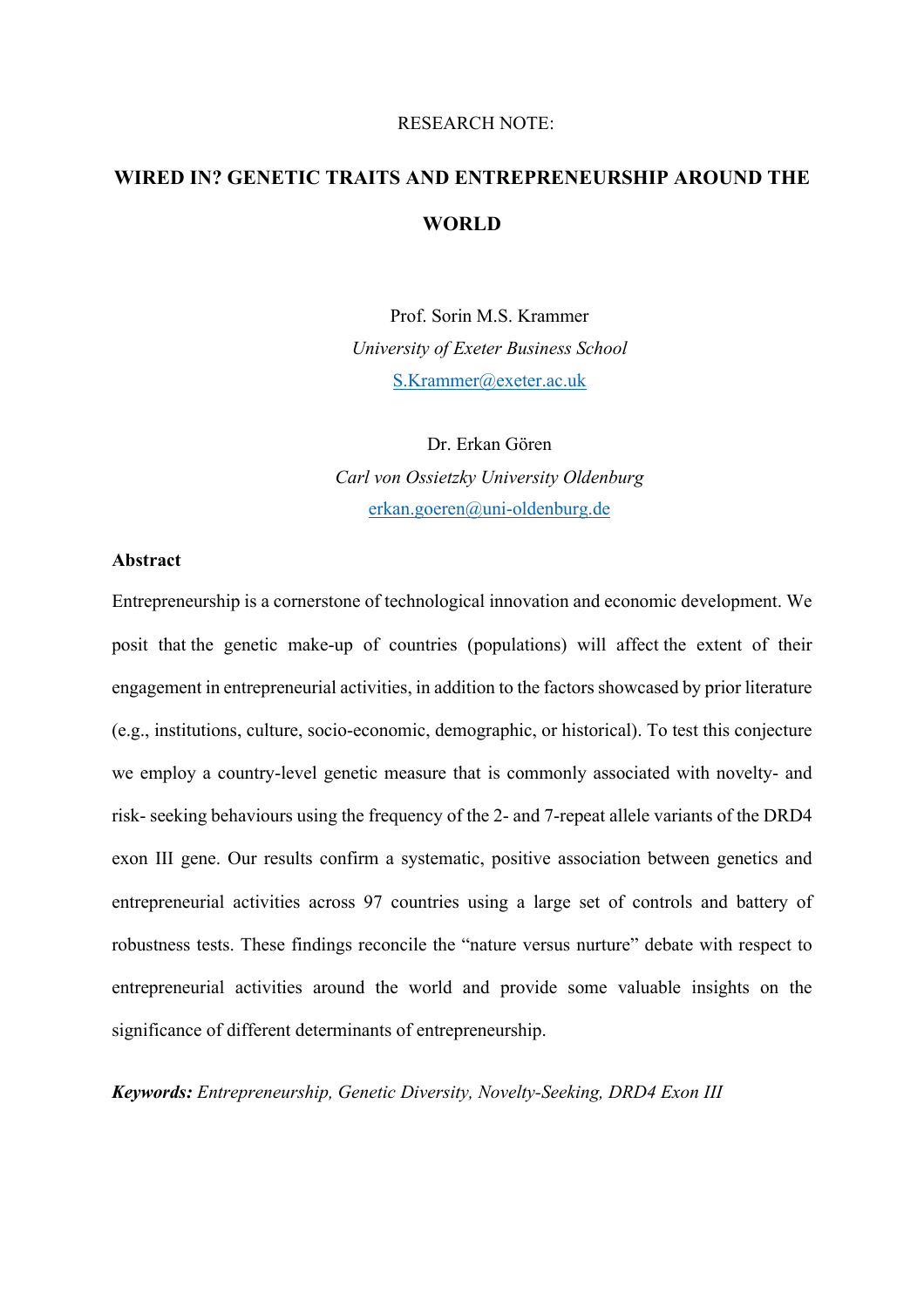RESEARCH NOTE:

# WIRED IN? GENETIC TRAITS AND ENTREPRENEURSHIP AROUND THE WORLD

Prof. Sorin M.S. Krammer
*University of Exeter Business School*
S.Krammer@exeter.ac.uk

Dr. Erkan Gören
*Carl von Ossietzky University Oldenburg*
erkan.goeren@uni-oldenburg.de

**Abstract**

Entrepreneurship is a cornerstone of technological innovation and economic development. We posit that the genetic make-up of countries (populations) will affect the extent of their engagement in entrepreneurial activities, in addition to the factors showcased by prior literature (e.g., institutions, culture, socio-economic, demographic, or historical). To test this conjecture we employ a country-level genetic measure that is commonly associated with novelty- and risk- seeking behaviours using the frequency of the 2- and 7-repeat allele variants of the DRD4 exon III gene. Our results confirm a systematic, positive association between genetics and entrepreneurial activities across 97 countries using a large set of controls and battery of robustness tests. These findings reconcile the "nature versus nurture" debate with respect to entrepreneurial activities around the world and provide some valuable insights on the significance of different determinants of entrepreneurship.

***Keywords:*** *Entrepreneurship, Genetic Diversity, Novelty-Seeking, DRD4 Exon III*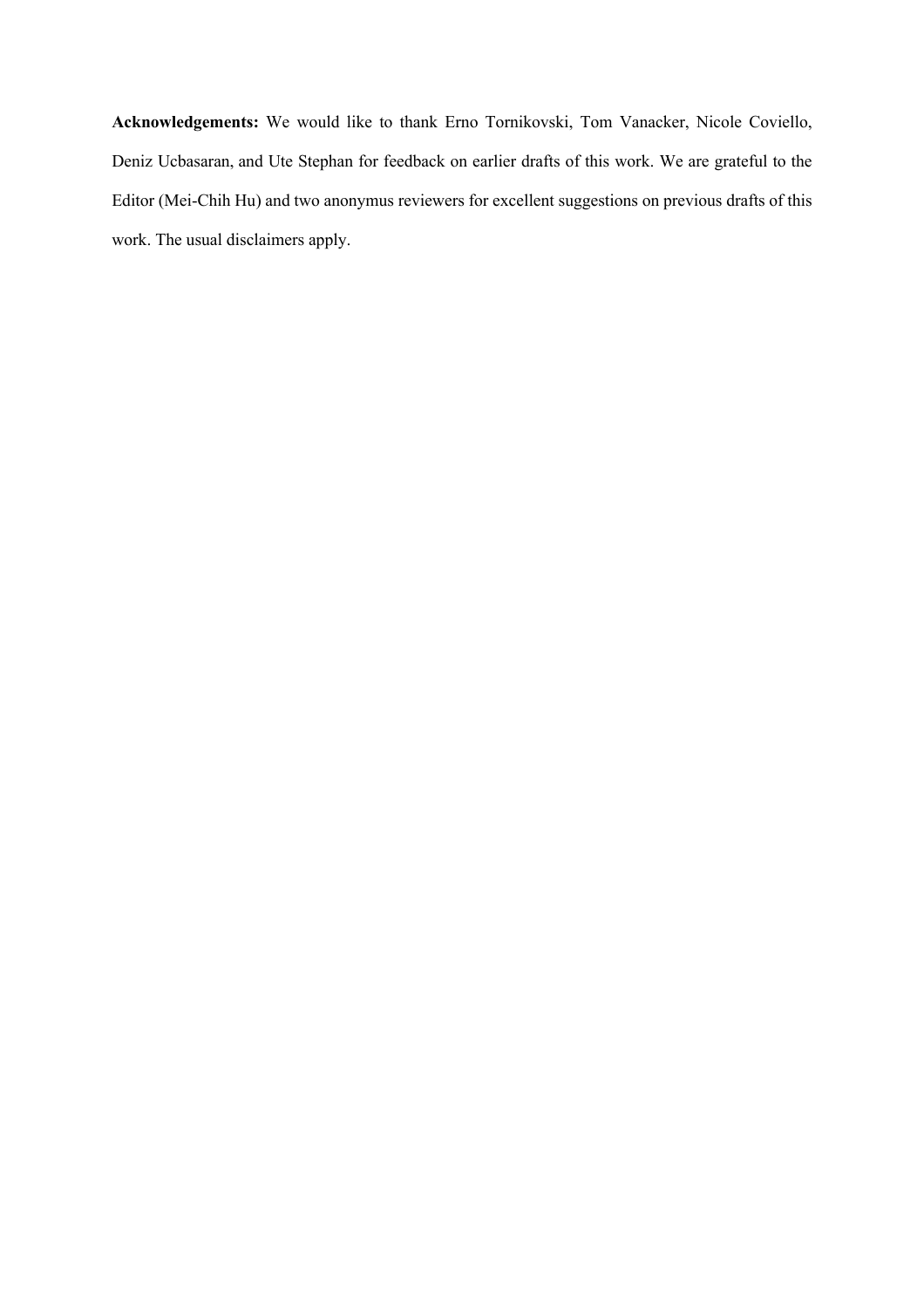**Acknowledgements:** We would like to thank Erno Tornikovski, Tom Vanacker, Nicole Coviello, Deniz Ucbasaran, and Ute Stephan for feedback on earlier drafts of this work. We are grateful to the Editor (Mei-Chih Hu) and two anonymus reviewers for excellent suggestions on previous drafts of this work. The usual disclaimers apply.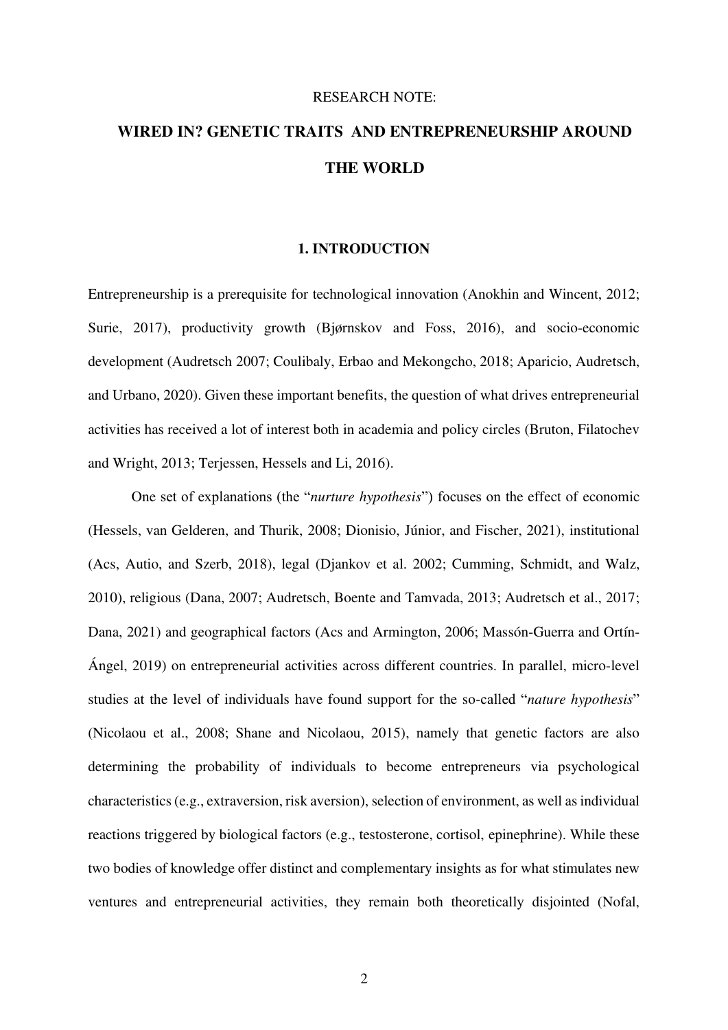RESEARCH NOTE:

# WIRED IN? GENETIC TRAITS AND ENTREPRENEURSHIP AROUND THE WORLD

## 1. INTRODUCTION

Entrepreneurship is a prerequisite for technological innovation (Anokhin and Wincent, 2012; Surie, 2017), productivity growth (Bjørnskov and Foss, 2016), and socio-economic development (Audretsch 2007; Coulibaly, Erbao and Mekongcho, 2018; Aparicio, Audretsch, and Urbano, 2020). Given these important benefits, the question of what drives entrepreneurial activities has received a lot of interest both in academia and policy circles (Bruton, Filatochev and Wright, 2013; Terjessen, Hessels and Li, 2016).

One set of explanations (the "*nurture hypothesis*") focuses on the effect of economic (Hessels, van Gelderen, and Thurik, 2008; Dionisio, Júnior, and Fischer, 2021), institutional (Acs, Autio, and Szerb, 2018), legal (Djankov et al. 2002; Cumming, Schmidt, and Walz, 2010), religious (Dana, 2007; Audretsch, Boente and Tamvada, 2013; Audretsch et al., 2017; Dana, 2021) and geographical factors (Acs and Armington, 2006; Massón-Guerra and Ortín-Ángel, 2019) on entrepreneurial activities across different countries. In parallel, micro-level studies at the level of individuals have found support for the so-called "*nature hypothesis*" (Nicolaou et al., 2008; Shane and Nicolaou, 2015), namely that genetic factors are also determining the probability of individuals to become entrepreneurs via psychological characteristics (e.g., extraversion, risk aversion), selection of environment, as well as individual reactions triggered by biological factors (e.g., testosterone, cortisol, epinephrine). While these two bodies of knowledge offer distinct and complementary insights as for what stimulates new ventures and entrepreneurial activities, they remain both theoretically disjointed (Nofal,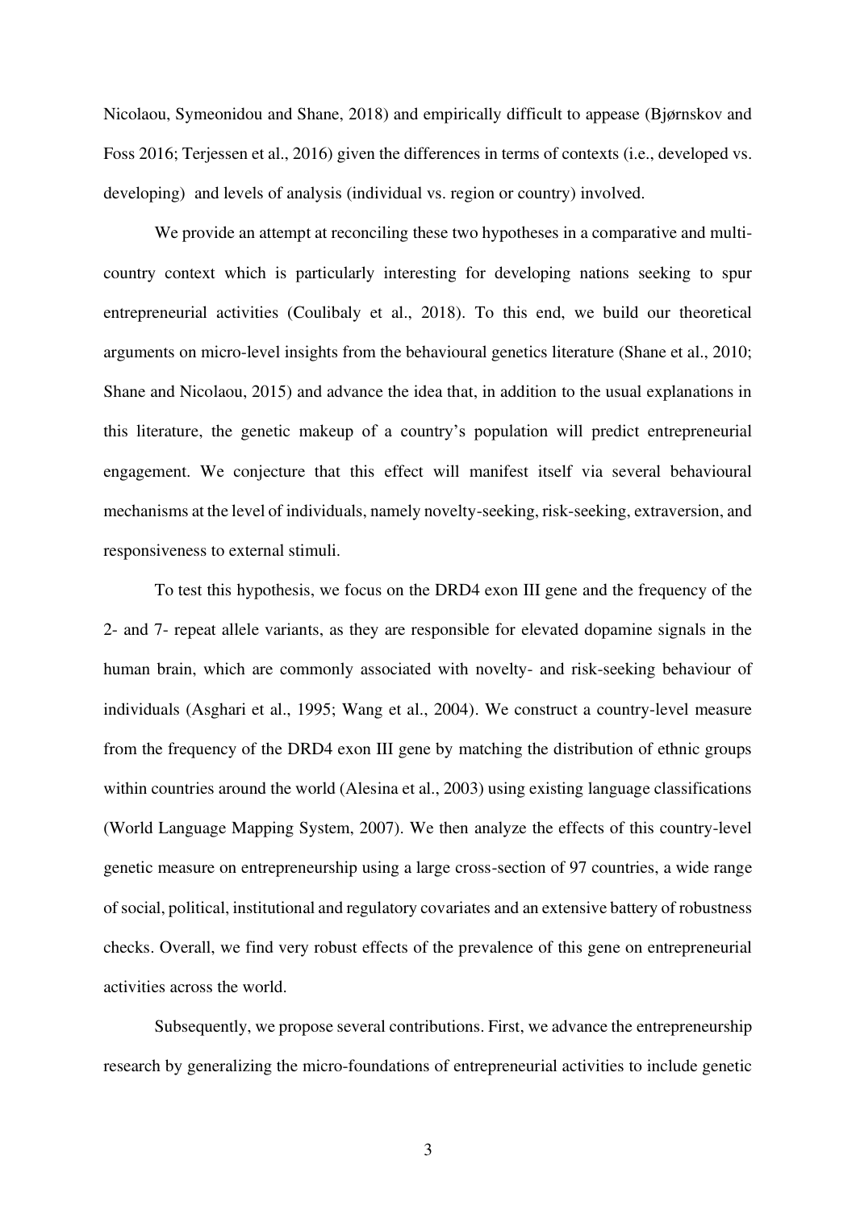Nicolaou, Symeonidou and Shane, 2018) and empirically difficult to appease (Bjørnskov and Foss 2016; Terjessen et al., 2016) given the differences in terms of contexts (i.e., developed vs. developing) and levels of analysis (individual vs. region or country) involved.

We provide an attempt at reconciling these two hypotheses in a comparative and multi-country context which is particularly interesting for developing nations seeking to spur entrepreneurial activities (Coulibaly et al., 2018). To this end, we build our theoretical arguments on micro-level insights from the behavioural genetics literature (Shane et al., 2010; Shane and Nicolaou, 2015) and advance the idea that, in addition to the usual explanations in this literature, the genetic makeup of a country's population will predict entrepreneurial engagement. We conjecture that this effect will manifest itself via several behavioural mechanisms at the level of individuals, namely novelty-seeking, risk-seeking, extraversion, and responsiveness to external stimuli.

To test this hypothesis, we focus on the DRD4 exon III gene and the frequency of the 2- and 7- repeat allele variants, as they are responsible for elevated dopamine signals in the human brain, which are commonly associated with novelty- and risk-seeking behaviour of individuals (Asghari et al., 1995; Wang et al., 2004). We construct a country-level measure from the frequency of the DRD4 exon III gene by matching the distribution of ethnic groups within countries around the world (Alesina et al., 2003) using existing language classifications (World Language Mapping System, 2007). We then analyze the effects of this country-level genetic measure on entrepreneurship using a large cross-section of 97 countries, a wide range of social, political, institutional and regulatory covariates and an extensive battery of robustness checks. Overall, we find very robust effects of the prevalence of this gene on entrepreneurial activities across the world.

Subsequently, we propose several contributions. First, we advance the entrepreneurship research by generalizing the micro-foundations of entrepreneurial activities to include genetic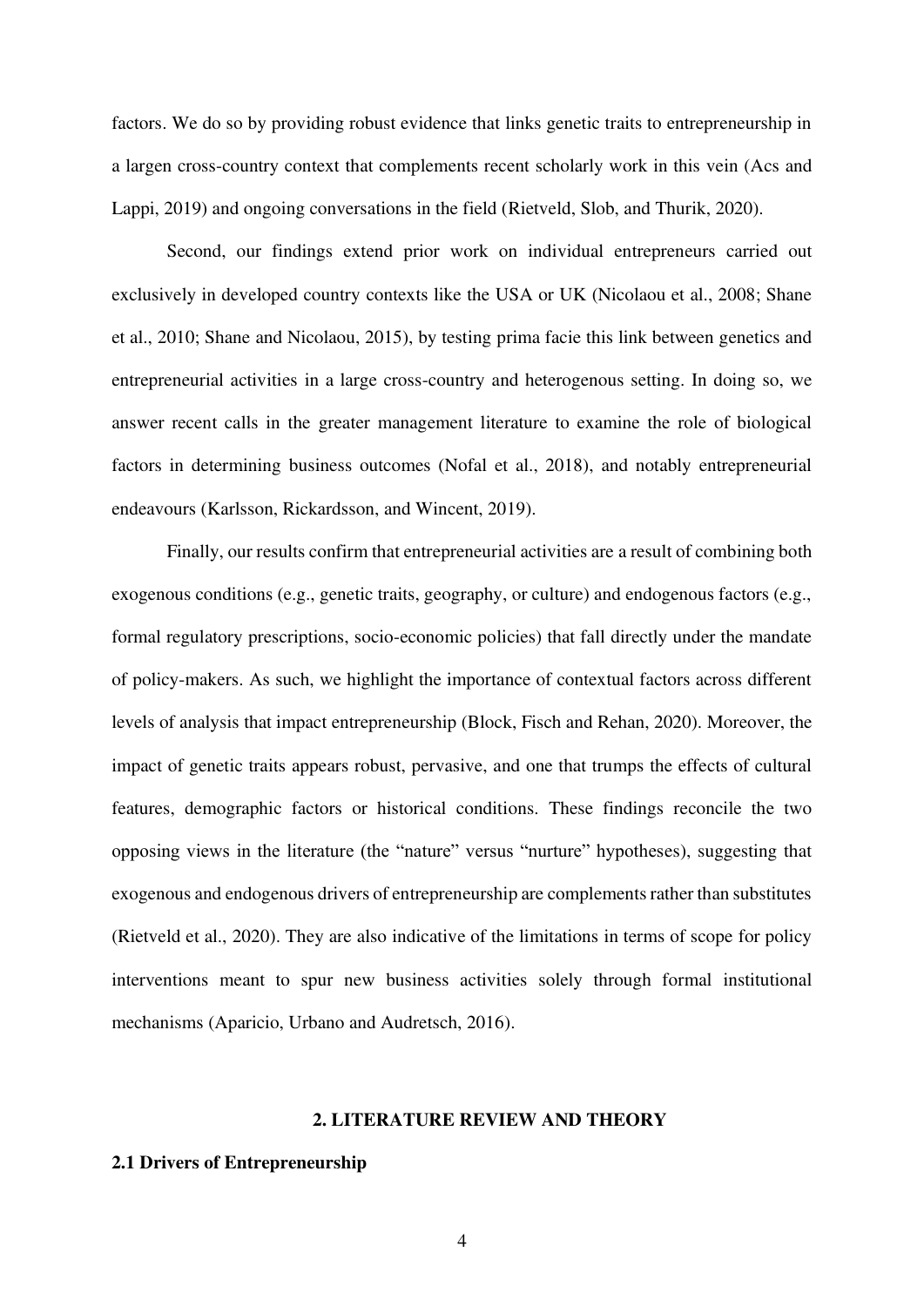factors. We do so by providing robust evidence that links genetic traits to entrepreneurship in a largen cross-country context that complements recent scholarly work in this vein (Acs and Lappi, 2019) and ongoing conversations in the field (Rietveld, Slob, and Thurik, 2020).

Second, our findings extend prior work on individual entrepreneurs carried out exclusively in developed country contexts like the USA or UK (Nicolaou et al., 2008; Shane et al., 2010; Shane and Nicolaou, 2015), by testing prima facie this link between genetics and entrepreneurial activities in a large cross-country and heterogenous setting. In doing so, we answer recent calls in the greater management literature to examine the role of biological factors in determining business outcomes (Nofal et al., 2018), and notably entrepreneurial endeavours (Karlsson, Rickardsson, and Wincent, 2019).

Finally, our results confirm that entrepreneurial activities are a result of combining both exogenous conditions (e.g., genetic traits, geography, or culture) and endogenous factors (e.g., formal regulatory prescriptions, socio-economic policies) that fall directly under the mandate of policy-makers. As such, we highlight the importance of contextual factors across different levels of analysis that impact entrepreneurship (Block, Fisch and Rehan, 2020). Moreover, the impact of genetic traits appears robust, pervasive, and one that trumps the effects of cultural features, demographic factors or historical conditions. These findings reconcile the two opposing views in the literature (the "nature" versus "nurture" hypotheses), suggesting that exogenous and endogenous drivers of entrepreneurship are complements rather than substitutes (Rietveld et al., 2020). They are also indicative of the limitations in terms of scope for policy interventions meant to spur new business activities solely through formal institutional mechanisms (Aparicio, Urbano and Audretsch, 2016).

## 2. LITERATURE REVIEW AND THEORY

### 2.1 Drivers of Entrepreneurship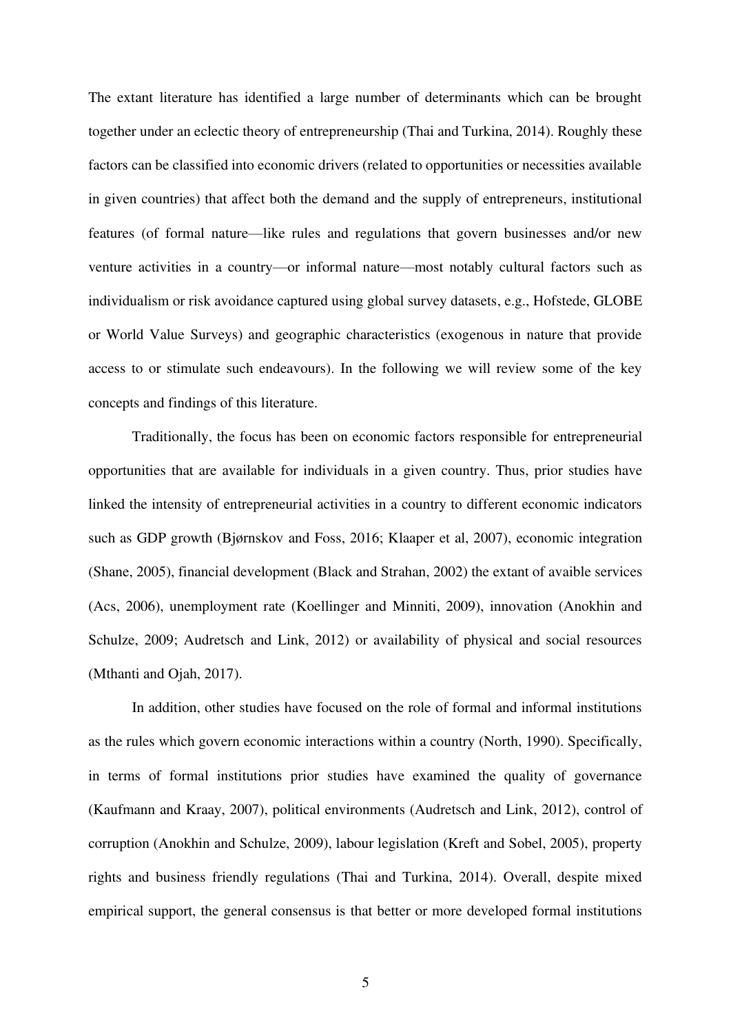The extant literature has identified a large number of determinants which can be brought together under an eclectic theory of entrepreneurship (Thai and Turkina, 2014). Roughly these factors can be classified into economic drivers (related to opportunities or necessities available in given countries) that affect both the demand and the supply of entrepreneurs, institutional features (of formal nature—like rules and regulations that govern businesses and/or new venture activities in a country—or informal nature—most notably cultural factors such as individualism or risk avoidance captured using global survey datasets, e.g., Hofstede, GLOBE or World Value Surveys) and geographic characteristics (exogenous in nature that provide access to or stimulate such endeavours). In the following we will review some of the key concepts and findings of this literature.

Traditionally, the focus has been on economic factors responsible for entrepreneurial opportunities that are available for individuals in a given country. Thus, prior studies have linked the intensity of entrepreneurial activities in a country to different economic indicators such as GDP growth (Bjørnskov and Foss, 2016; Klaaper et al, 2007), economic integration (Shane, 2005), financial development (Black and Strahan, 2002) the extant of avaible services (Acs, 2006), unemployment rate (Koellinger and Minniti, 2009), innovation (Anokhin and Schulze, 2009; Audretsch and Link, 2012) or availability of physical and social resources (Mthanti and Ojah, 2017).

In addition, other studies have focused on the role of formal and informal institutions as the rules which govern economic interactions within a country (North, 1990). Specifically, in terms of formal institutions prior studies have examined the quality of governance (Kaufmann and Kraay, 2007), political environments (Audretsch and Link, 2012), control of corruption (Anokhin and Schulze, 2009), labour legislation (Kreft and Sobel, 2005), property rights and business friendly regulations (Thai and Turkina, 2014). Overall, despite mixed empirical support, the general consensus is that better or more developed formal institutions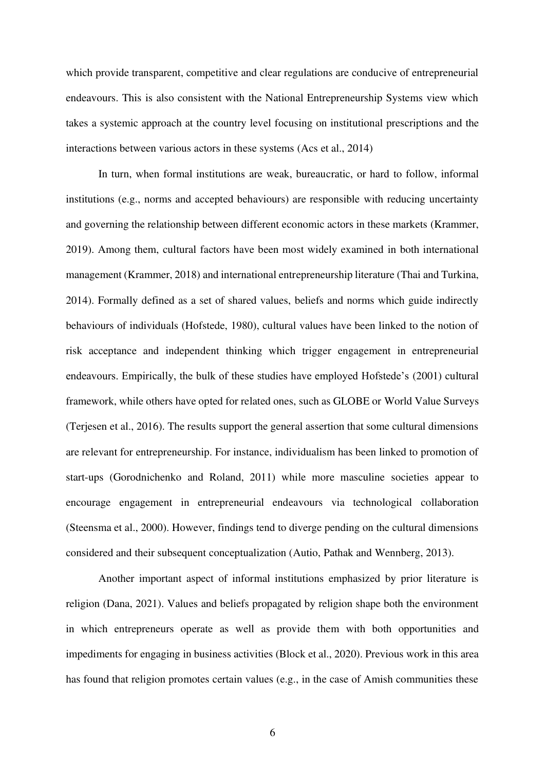which provide transparent, competitive and clear regulations are conducive of entrepreneurial endeavours. This is also consistent with the National Entrepreneurship Systems view which takes a systemic approach at the country level focusing on institutional prescriptions and the interactions between various actors in these systems (Acs et al., 2014)

In turn, when formal institutions are weak, bureaucratic, or hard to follow, informal institutions (e.g., norms and accepted behaviours) are responsible with reducing uncertainty and governing the relationship between different economic actors in these markets (Krammer, 2019). Among them, cultural factors have been most widely examined in both international management (Krammer, 2018) and international entrepreneurship literature (Thai and Turkina, 2014). Formally defined as a set of shared values, beliefs and norms which guide indirectly behaviours of individuals (Hofstede, 1980), cultural values have been linked to the notion of risk acceptance and independent thinking which trigger engagement in entrepreneurial endeavours. Empirically, the bulk of these studies have employed Hofstede's (2001) cultural framework, while others have opted for related ones, such as GLOBE or World Value Surveys (Terjesen et al., 2016). The results support the general assertion that some cultural dimensions are relevant for entrepreneurship. For instance, individualism has been linked to promotion of start-ups (Gorodnichenko and Roland, 2011) while more masculine societies appear to encourage engagement in entrepreneurial endeavours via technological collaboration (Steensma et al., 2000). However, findings tend to diverge pending on the cultural dimensions considered and their subsequent conceptualization (Autio, Pathak and Wennberg, 2013).

Another important aspect of informal institutions emphasized by prior literature is religion (Dana, 2021). Values and beliefs propagated by religion shape both the environment in which entrepreneurs operate as well as provide them with both opportunities and impediments for engaging in business activities (Block et al., 2020). Previous work in this area has found that religion promotes certain values (e.g., in the case of Amish communities these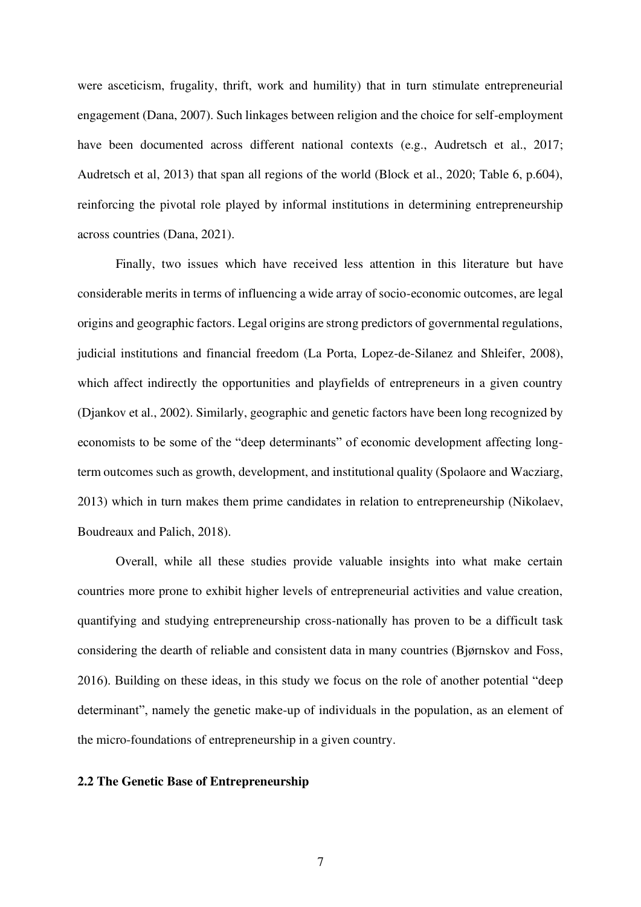were asceticism, frugality, thrift, work and humility) that in turn stimulate entrepreneurial engagement (Dana, 2007). Such linkages between religion and the choice for self-employment have been documented across different national contexts (e.g., Audretsch et al., 2017; Audretsch et al, 2013) that span all regions of the world (Block et al., 2020; Table 6, p.604), reinforcing the pivotal role played by informal institutions in determining entrepreneurship across countries (Dana, 2021).

Finally, two issues which have received less attention in this literature but have considerable merits in terms of influencing a wide array of socio-economic outcomes, are legal origins and geographic factors. Legal origins are strong predictors of governmental regulations, judicial institutions and financial freedom (La Porta, Lopez-de-Silanez and Shleifer, 2008), which affect indirectly the opportunities and playfields of entrepreneurs in a given country (Djankov et al., 2002). Similarly, geographic and genetic factors have been long recognized by economists to be some of the "deep determinants" of economic development affecting long-term outcomes such as growth, development, and institutional quality (Spolaore and Wacziarg, 2013) which in turn makes them prime candidates in relation to entrepreneurship (Nikolaev, Boudreaux and Palich, 2018).

Overall, while all these studies provide valuable insights into what make certain countries more prone to exhibit higher levels of entrepreneurial activities and value creation, quantifying and studying entrepreneurship cross-nationally has proven to be a difficult task considering the dearth of reliable and consistent data in many countries (Bjørnskov and Foss, 2016). Building on these ideas, in this study we focus on the role of another potential "deep determinant", namely the genetic make-up of individuals in the population, as an element of the micro-foundations of entrepreneurship in a given country.

### 2.2 The Genetic Base of Entrepreneurship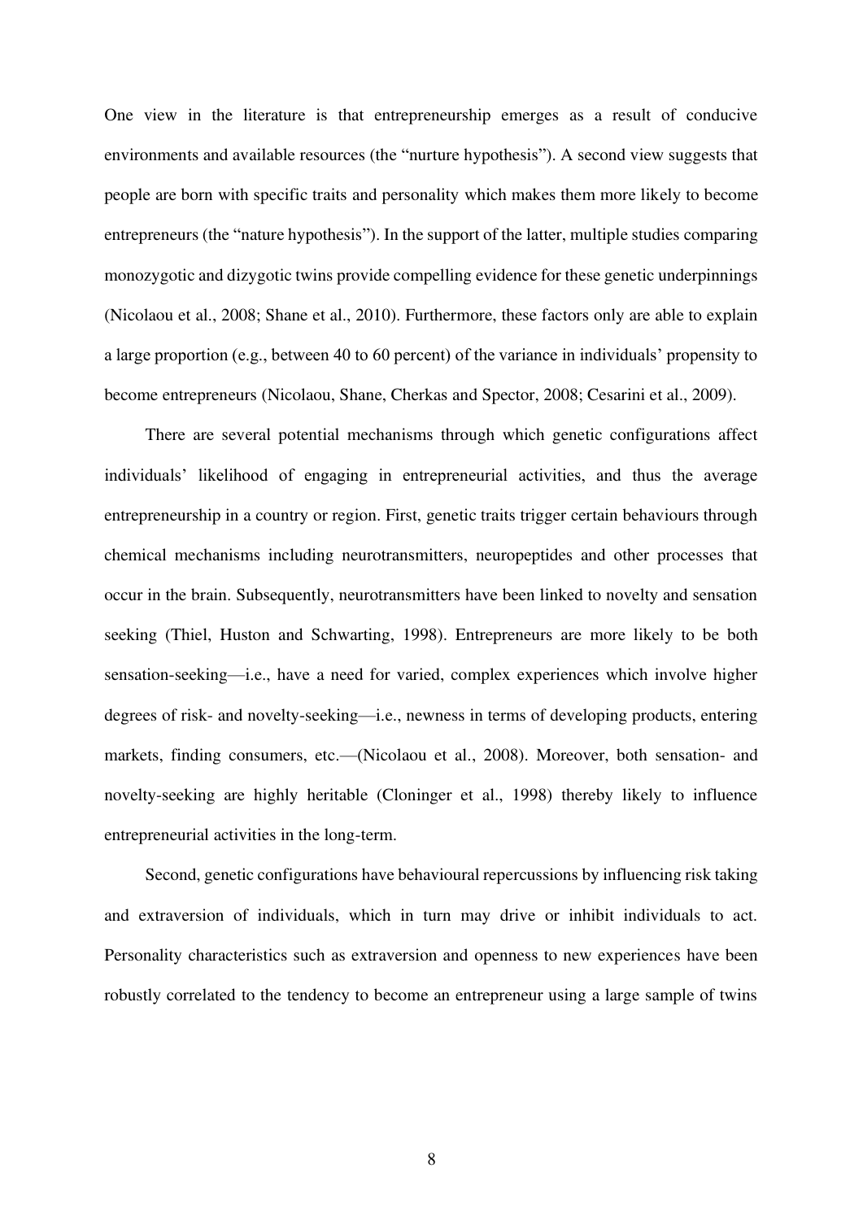One view in the literature is that entrepreneurship emerges as a result of conducive environments and available resources (the "nurture hypothesis"). A second view suggests that people are born with specific traits and personality which makes them more likely to become entrepreneurs (the "nature hypothesis"). In the support of the latter, multiple studies comparing monozygotic and dizygotic twins provide compelling evidence for these genetic underpinnings (Nicolaou et al., 2008; Shane et al., 2010). Furthermore, these factors only are able to explain a large proportion (e.g., between 40 to 60 percent) of the variance in individuals' propensity to become entrepreneurs (Nicolaou, Shane, Cherkas and Spector, 2008; Cesarini et al., 2009).

There are several potential mechanisms through which genetic configurations affect individuals' likelihood of engaging in entrepreneurial activities, and thus the average entrepreneurship in a country or region. First, genetic traits trigger certain behaviours through chemical mechanisms including neurotransmitters, neuropeptides and other processes that occur in the brain. Subsequently, neurotransmitters have been linked to novelty and sensation seeking (Thiel, Huston and Schwarting, 1998). Entrepreneurs are more likely to be both sensation-seeking—i.e., have a need for varied, complex experiences which involve higher degrees of risk- and novelty-seeking—i.e., newness in terms of developing products, entering markets, finding consumers, etc.—(Nicolaou et al., 2008). Moreover, both sensation- and novelty-seeking are highly heritable (Cloninger et al., 1998) thereby likely to influence entrepreneurial activities in the long-term.

Second, genetic configurations have behavioural repercussions by influencing risk taking and extraversion of individuals, which in turn may drive or inhibit individuals to act. Personality characteristics such as extraversion and openness to new experiences have been robustly correlated to the tendency to become an entrepreneur using a large sample of twins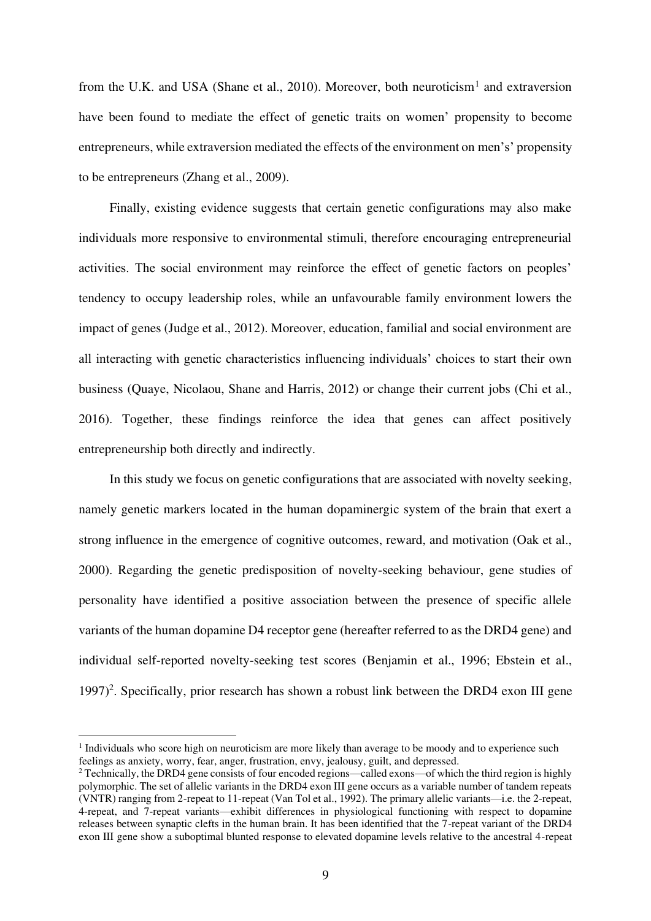from the U.K. and USA (Shane et al., 2010). Moreover, both neuroticism[1] and extraversion have been found to mediate the effect of genetic traits on women' propensity to become entrepreneurs, while extraversion mediated the effects of the environment on men's' propensity to be entrepreneurs (Zhang et al., 2009).

Finally, existing evidence suggests that certain genetic configurations may also make individuals more responsive to environmental stimuli, therefore encouraging entrepreneurial activities. The social environment may reinforce the effect of genetic factors on peoples' tendency to occupy leadership roles, while an unfavourable family environment lowers the impact of genes (Judge et al., 2012). Moreover, education, familial and social environment are all interacting with genetic characteristics influencing individuals' choices to start their own business (Quaye, Nicolaou, Shane and Harris, 2012) or change their current jobs (Chi et al., 2016). Together, these findings reinforce the idea that genes can affect positively entrepreneurship both directly and indirectly.

In this study we focus on genetic configurations that are associated with novelty seeking, namely genetic markers located in the human dopaminergic system of the brain that exert a strong influence in the emergence of cognitive outcomes, reward, and motivation (Oak et al., 2000). Regarding the genetic predisposition of novelty-seeking behaviour, gene studies of personality have identified a positive association between the presence of specific allele variants of the human dopamine D4 receptor gene (hereafter referred to as the DRD4 gene) and individual self-reported novelty-seeking test scores (Benjamin et al., 1996; Ebstein et al., 1997)[2]. Specifically, prior research has shown a robust link between the DRD4 exon III gene

---

[1] Individuals who score high on neuroticism are more likely than average to be moody and to experience such feelings as anxiety, worry, fear, anger, frustration, envy, jealousy, guilt, and depressed.

[2] Technically, the DRD4 gene consists of four encoded regions—called exons—of which the third region is highly polymorphic. The set of allelic variants in the DRD4 exon III gene occurs as a variable number of tandem repeats (VNTR) ranging from 2-repeat to 11-repeat (Van Tol et al., 1992). The primary allelic variants—i.e. the 2-repeat, 4-repeat, and 7-repeat variants—exhibit differences in physiological functioning with respect to dopamine releases between synaptic clefts in the human brain. It has been identified that the 7-repeat variant of the DRD4 exon III gene show a suboptimal blunted response to elevated dopamine levels relative to the ancestral 4-repeat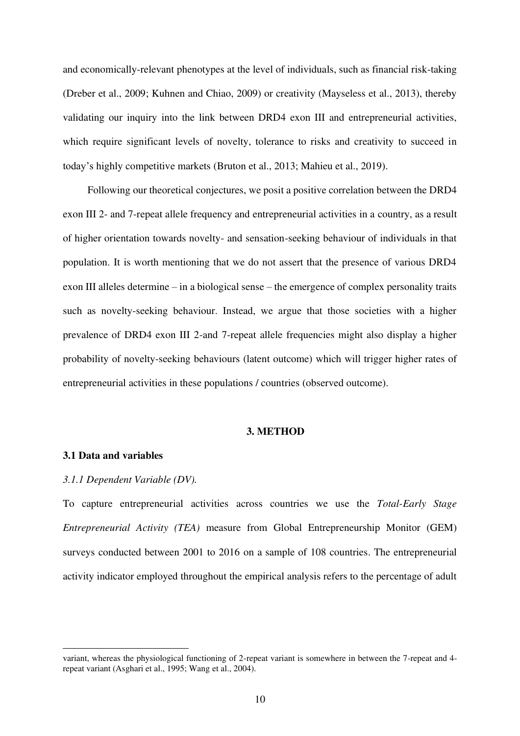and economically-relevant phenotypes at the level of individuals, such as financial risk-taking (Dreber et al., 2009; Kuhnen and Chiao, 2009) or creativity (Mayseless et al., 2013), thereby validating our inquiry into the link between DRD4 exon III and entrepreneurial activities, which require significant levels of novelty, tolerance to risks and creativity to succeed in today's highly competitive markets (Bruton et al., 2013; Mahieu et al., 2019).

Following our theoretical conjectures, we posit a positive correlation between the DRD4 exon III 2- and 7-repeat allele frequency and entrepreneurial activities in a country, as a result of higher orientation towards novelty- and sensation-seeking behaviour of individuals in that population. It is worth mentioning that we do not assert that the presence of various DRD4 exon III alleles determine – in a biological sense – the emergence of complex personality traits such as novelty-seeking behaviour. Instead, we argue that those societies with a higher prevalence of DRD4 exon III 2-and 7-repeat allele frequencies might also display a higher probability of novelty-seeking behaviours (latent outcome) which will trigger higher rates of entrepreneurial activities in these populations / countries (observed outcome).

## 3. METHOD

### 3.1 Data and variables

#### *3.1.1 Dependent Variable (DV).*

To capture entrepreneurial activities across countries we use the *Total-Early Stage Entrepreneurial Activity (TEA)* measure from Global Entrepreneurship Monitor (GEM) surveys conducted between 2001 to 2016 on a sample of 108 countries. The entrepreneurial activity indicator employed throughout the empirical analysis refers to the percentage of adult

---

variant, whereas the physiological functioning of 2-repeat variant is somewhere in between the 7-repeat and 4-repeat variant (Asghari et al., 1995; Wang et al., 2004).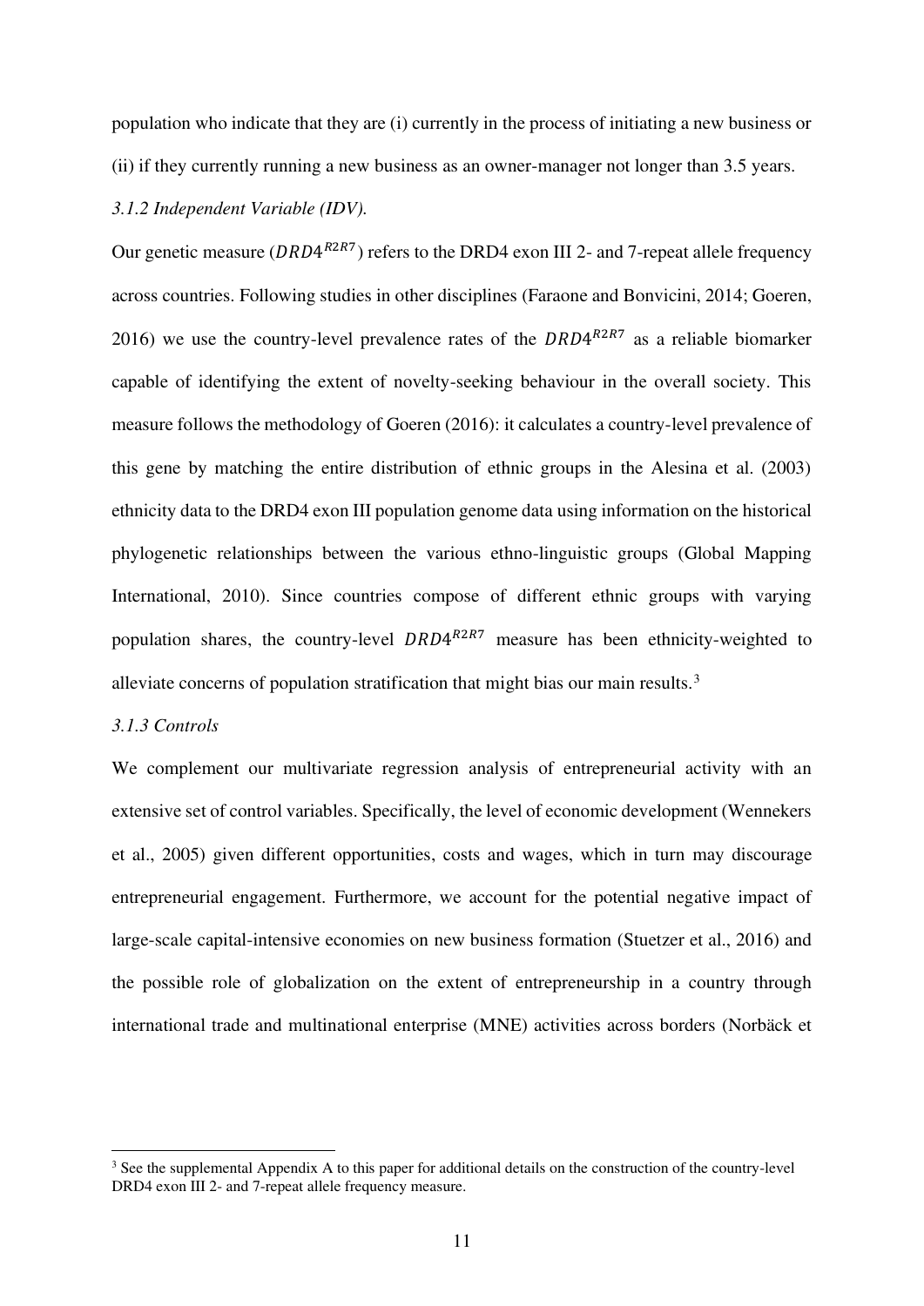population who indicate that they are (i) currently in the process of initiating a new business or (ii) if they currently running a new business as an owner-manager not longer than 3.5 years.

### *3.1.2 Independent Variable (IDV).*

Our genetic measure ($DRD4^{R2R7}$) refers to the DRD4 exon III 2- and 7-repeat allele frequency across countries. Following studies in other disciplines (Faraone and Bonvicini, 2014; Goeren, 2016) we use the country-level prevalence rates of the $DRD4^{R2R7}$ as a reliable biomarker capable of identifying the extent of novelty-seeking behaviour in the overall society. This measure follows the methodology of Goeren (2016): it calculates a country-level prevalence of this gene by matching the entire distribution of ethnic groups in the Alesina et al. (2003) ethnicity data to the DRD4 exon III population genome data using information on the historical phylogenetic relationships between the various ethno-linguistic groups (Global Mapping International, 2010). Since countries compose of different ethnic groups with varying population shares, the country-level $DRD4^{R2R7}$ measure has been ethnicity-weighted to alleviate concerns of population stratification that might bias our main results.[3]

### *3.1.3 Controls*

We complement our multivariate regression analysis of entrepreneurial activity with an extensive set of control variables. Specifically, the level of economic development (Wennekers et al., 2005) given different opportunities, costs and wages, which in turn may discourage entrepreneurial engagement. Furthermore, we account for the potential negative impact of large-scale capital-intensive economies on new business formation (Stuetzer et al., 2016) and the possible role of globalization on the extent of entrepreneurship in a country through international trade and multinational enterprise (MNE) activities across borders (Norbäck et

[3] See the supplemental Appendix A to this paper for additional details on the construction of the country-level DRD4 exon III 2- and 7-repeat allele frequency measure.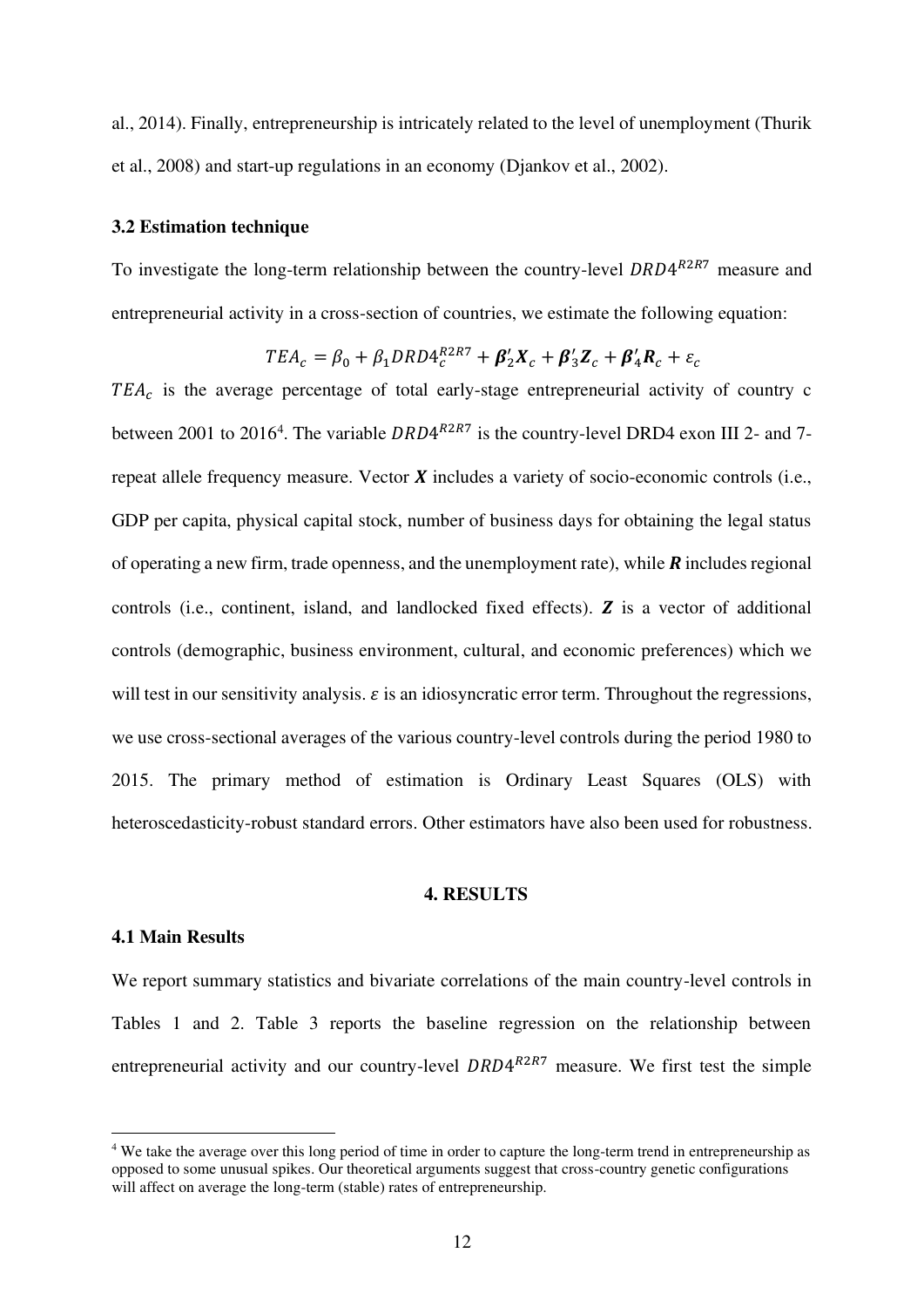al., 2014). Finally, entrepreneurship is intricately related to the level of unemployment (Thurik et al., 2008) and start-up regulations in an economy (Djankov et al., 2002).

### 3.2 Estimation technique

To investigate the long-term relationship between the country-level $DRD4^{R2R7}$ measure and entrepreneurial activity in a cross-section of countries, we estimate the following equation:

$$TEA_c = \beta_0 + \beta_1 DRD4_c^{R2R7} + \boldsymbol{\beta}_2' \boldsymbol{X}_c + \boldsymbol{\beta}_3' \boldsymbol{Z}_c + \boldsymbol{\beta}_4' \boldsymbol{R}_c + \varepsilon_c$$

$TEA_c$ is the average percentage of total early-stage entrepreneurial activity of country c between 2001 to 2016[4]. The variable $DRD4^{R2R7}$ is the country-level DRD4 exon III 2- and 7-repeat allele frequency measure. Vector $\boldsymbol{X}$ includes a variety of socio-economic controls (i.e., GDP per capita, physical capital stock, number of business days for obtaining the legal status of operating a new firm, trade openness, and the unemployment rate), while $\boldsymbol{R}$ includes regional controls (i.e., continent, island, and landlocked fixed effects). $\boldsymbol{Z}$ is a vector of additional controls (demographic, business environment, cultural, and economic preferences) which we will test in our sensitivity analysis. $\varepsilon$ is an idiosyncratic error term. Throughout the regressions, we use cross-sectional averages of the various country-level controls during the period 1980 to 2015. The primary method of estimation is Ordinary Least Squares (OLS) with heteroscedasticity-robust standard errors. Other estimators have also been used for robustness.

## 4. RESULTS

### 4.1 Main Results

We report summary statistics and bivariate correlations of the main country-level controls in Tables 1 and 2. Table 3 reports the baseline regression on the relationship between entrepreneurial activity and our country-level $DRD4^{R2R7}$ measure. We first test the simple

[4] We take the average over this long period of time in order to capture the long-term trend in entrepreneurship as opposed to some unusual spikes. Our theoretical arguments suggest that cross-country genetic configurations will affect on average the long-term (stable) rates of entrepreneurship.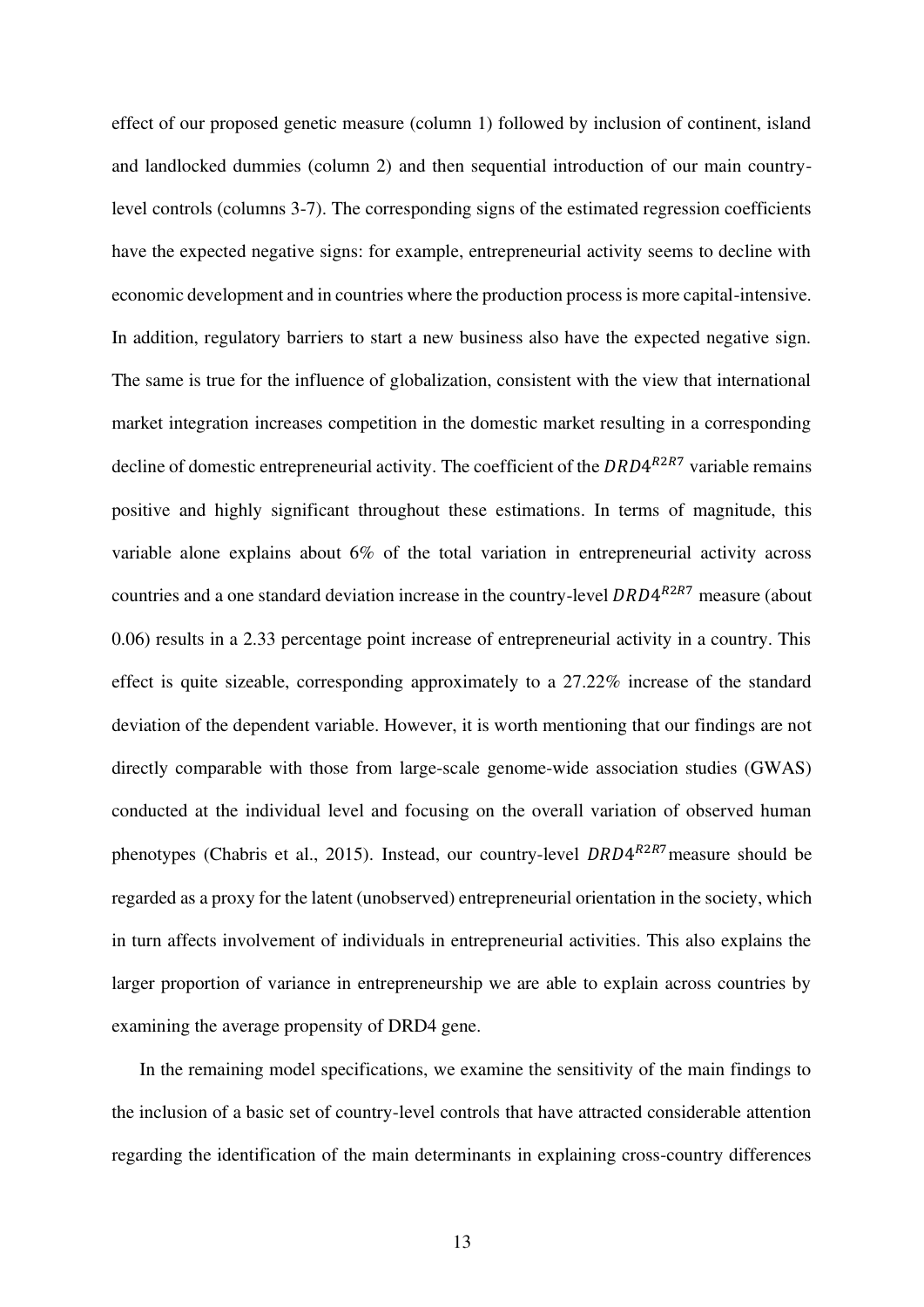effect of our proposed genetic measure (column 1) followed by inclusion of continent, island and landlocked dummies (column 2) and then sequential introduction of our main country-level controls (columns 3-7). The corresponding signs of the estimated regression coefficients have the expected negative signs: for example, entrepreneurial activity seems to decline with economic development and in countries where the production process is more capital-intensive. In addition, regulatory barriers to start a new business also have the expected negative sign. The same is true for the influence of globalization, consistent with the view that international market integration increases competition in the domestic market resulting in a corresponding decline of domestic entrepreneurial activity. The coefficient of the $DRD4^{R2R7}$ variable remains positive and highly significant throughout these estimations. In terms of magnitude, this variable alone explains about 6% of the total variation in entrepreneurial activity across countries and a one standard deviation increase in the country-level $DRD4^{R2R7}$ measure (about 0.06) results in a 2.33 percentage point increase of entrepreneurial activity in a country. This effect is quite sizeable, corresponding approximately to a 27.22% increase of the standard deviation of the dependent variable. However, it is worth mentioning that our findings are not directly comparable with those from large-scale genome-wide association studies (GWAS) conducted at the individual level and focusing on the overall variation of observed human phenotypes (Chabris et al., 2015). Instead, our country-level $DRD4^{R2R7}$ measure should be regarded as a proxy for the latent (unobserved) entrepreneurial orientation in the society, which in turn affects involvement of individuals in entrepreneurial activities. This also explains the larger proportion of variance in entrepreneurship we are able to explain across countries by examining the average propensity of DRD4 gene.

In the remaining model specifications, we examine the sensitivity of the main findings to the inclusion of a basic set of country-level controls that have attracted considerable attention regarding the identification of the main determinants in explaining cross-country differences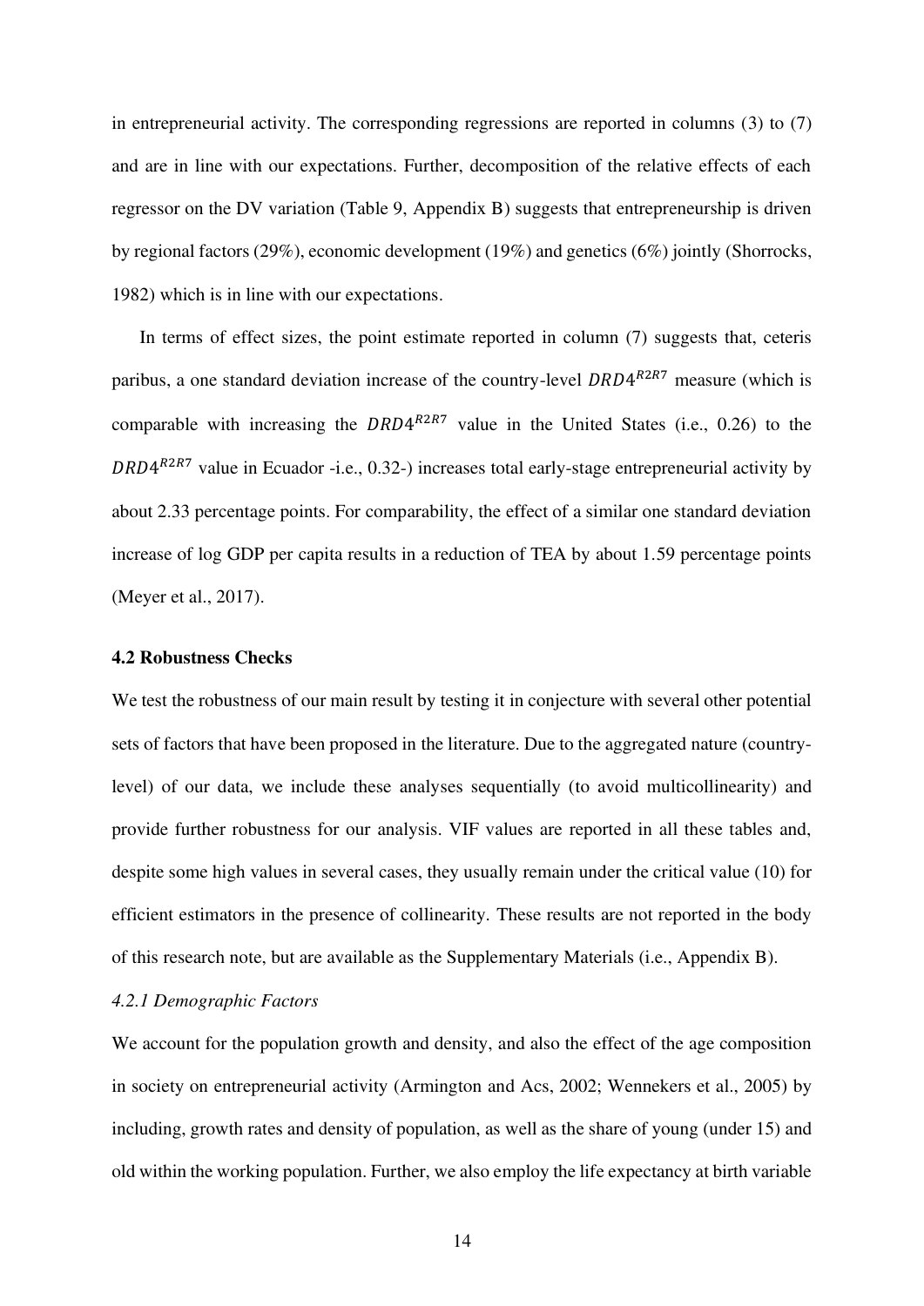in entrepreneurial activity. The corresponding regressions are reported in columns (3) to (7) and are in line with our expectations. Further, decomposition of the relative effects of each regressor on the DV variation (Table 9, Appendix B) suggests that entrepreneurship is driven by regional factors (29%), economic development (19%) and genetics (6%) jointly (Shorrocks, 1982) which is in line with our expectations.

In terms of effect sizes, the point estimate reported in column (7) suggests that, ceteris paribus, a one standard deviation increase of the country-level $DRD4^{R2R7}$ measure (which is comparable with increasing the $DRD4^{R2R7}$ value in the United States (i.e., 0.26) to the $DRD4^{R2R7}$ value in Ecuador -i.e., 0.32-) increases total early-stage entrepreneurial activity by about 2.33 percentage points. For comparability, the effect of a similar one standard deviation increase of log GDP per capita results in a reduction of TEA by about 1.59 percentage points (Meyer et al., 2017).

### 4.2 Robustness Checks

We test the robustness of our main result by testing it in conjecture with several other potential sets of factors that have been proposed in the literature. Due to the aggregated nature (country-level) of our data, we include these analyses sequentially (to avoid multicollinearity) and provide further robustness for our analysis. VIF values are reported in all these tables and, despite some high values in several cases, they usually remain under the critical value (10) for efficient estimators in the presence of collinearity. These results are not reported in the body of this research note, but are available as the Supplementary Materials (i.e., Appendix B).

#### *4.2.1 Demographic Factors*

We account for the population growth and density, and also the effect of the age composition in society on entrepreneurial activity (Armington and Acs, 2002; Wennekers et al., 2005) by including, growth rates and density of population, as well as the share of young (under 15) and old within the working population. Further, we also employ the life expectancy at birth variable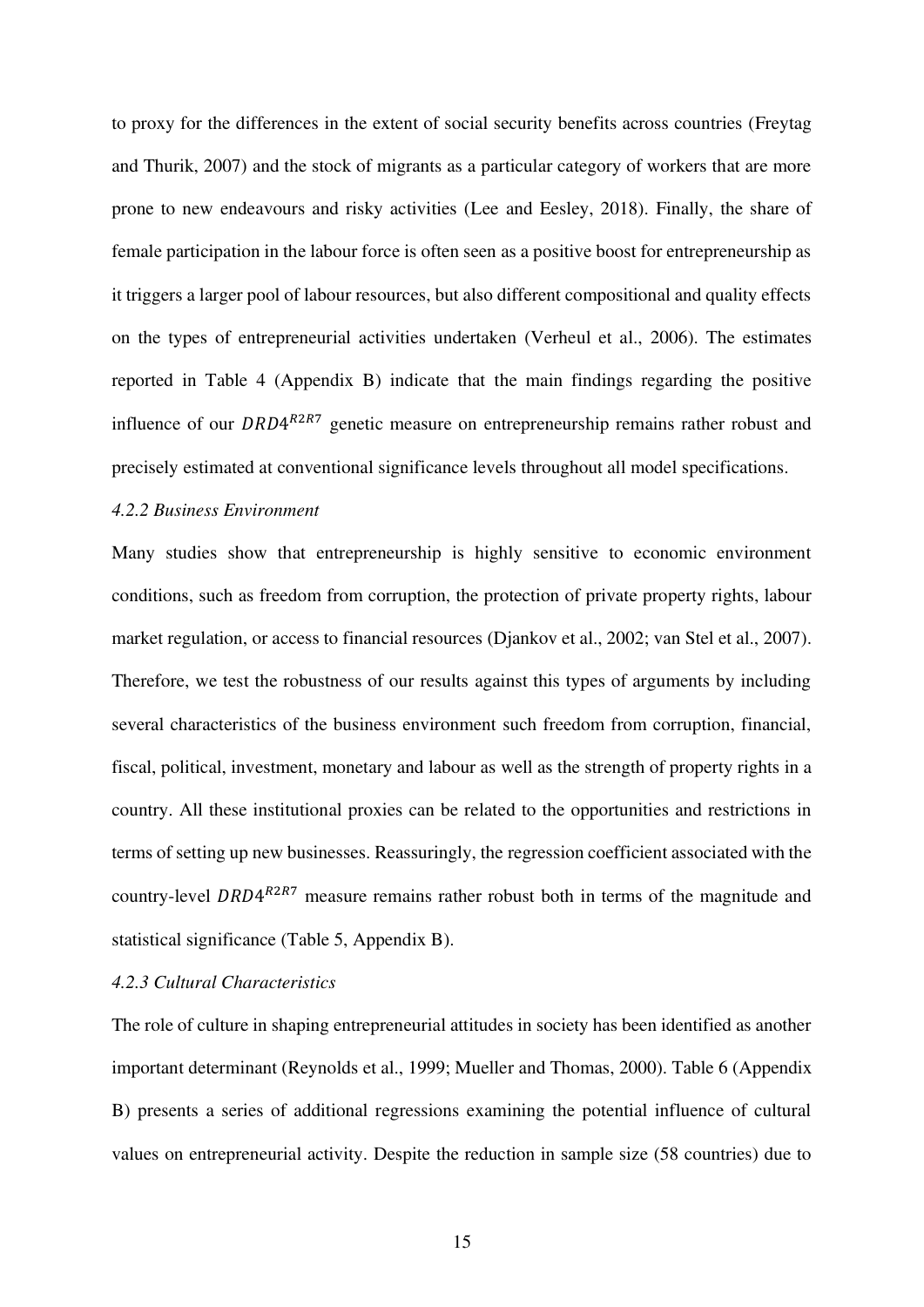to proxy for the differences in the extent of social security benefits across countries (Freytag and Thurik, 2007) and the stock of migrants as a particular category of workers that are more prone to new endeavours and risky activities (Lee and Eesley, 2018). Finally, the share of female participation in the labour force is often seen as a positive boost for entrepreneurship as it triggers a larger pool of labour resources, but also different compositional and quality effects on the types of entrepreneurial activities undertaken (Verheul et al., 2006). The estimates reported in Table 4 (Appendix B) indicate that the main findings regarding the positive influence of our $DRD4^{R2R7}$ genetic measure on entrepreneurship remains rather robust and precisely estimated at conventional significance levels throughout all model specifications.

### *4.2.2 Business Environment*

Many studies show that entrepreneurship is highly sensitive to economic environment conditions, such as freedom from corruption, the protection of private property rights, labour market regulation, or access to financial resources (Djankov et al., 2002; van Stel et al., 2007). Therefore, we test the robustness of our results against this types of arguments by including several characteristics of the business environment such freedom from corruption, financial, fiscal, political, investment, monetary and labour as well as the strength of property rights in a country. All these institutional proxies can be related to the opportunities and restrictions in terms of setting up new businesses. Reassuringly, the regression coefficient associated with the country-level $DRD4^{R2R7}$ measure remains rather robust both in terms of the magnitude and statistical significance (Table 5, Appendix B).

### *4.2.3 Cultural Characteristics*

The role of culture in shaping entrepreneurial attitudes in society has been identified as another important determinant (Reynolds et al., 1999; Mueller and Thomas, 2000). Table 6 (Appendix B) presents a series of additional regressions examining the potential influence of cultural values on entrepreneurial activity. Despite the reduction in sample size (58 countries) due to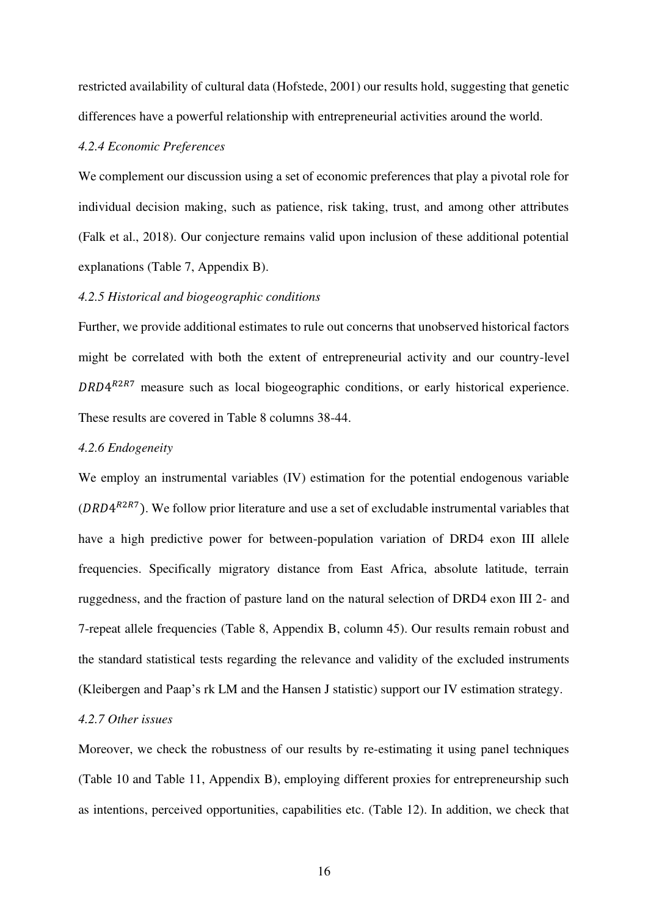restricted availability of cultural data (Hofstede, 2001) our results hold, suggesting that genetic differences have a powerful relationship with entrepreneurial activities around the world.

#### *4.2.4 Economic Preferences*

We complement our discussion using a set of economic preferences that play a pivotal role for individual decision making, such as patience, risk taking, trust, and among other attributes (Falk et al., 2018). Our conjecture remains valid upon inclusion of these additional potential explanations (Table 7, Appendix B).

#### *4.2.5 Historical and biogeographic conditions*

Further, we provide additional estimates to rule out concerns that unobserved historical factors might be correlated with both the extent of entrepreneurial activity and our country-level $DRD4^{R2R7}$ measure such as local biogeographic conditions, or early historical experience. These results are covered in Table 8 columns 38-44.

#### *4.2.6 Endogeneity*

We employ an instrumental variables (IV) estimation for the potential endogenous variable ($DRD4^{R2R7}$). We follow prior literature and use a set of excludable instrumental variables that have a high predictive power for between-population variation of DRD4 exon III allele frequencies. Specifically migratory distance from East Africa, absolute latitude, terrain ruggedness, and the fraction of pasture land on the natural selection of DRD4 exon III 2- and 7-repeat allele frequencies (Table 8, Appendix B, column 45). Our results remain robust and the standard statistical tests regarding the relevance and validity of the excluded instruments (Kleibergen and Paap's rk LM and the Hansen J statistic) support our IV estimation strategy.

#### *4.2.7 Other issues*

Moreover, we check the robustness of our results by re-estimating it using panel techniques (Table 10 and Table 11, Appendix B), employing different proxies for entrepreneurship such as intentions, perceived opportunities, capabilities etc. (Table 12). In addition, we check that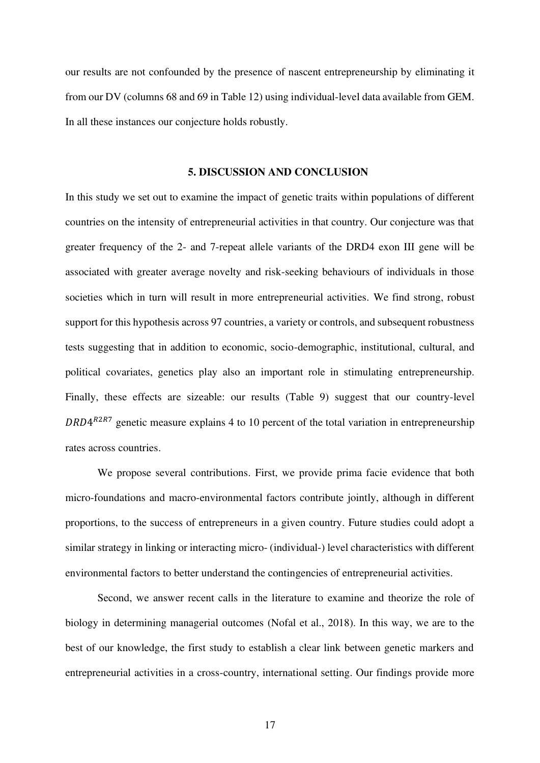our results are not confounded by the presence of nascent entrepreneurship by eliminating it from our DV (columns 68 and 69 in Table 12) using individual-level data available from GEM. In all these instances our conjecture holds robustly.

## 5. DISCUSSION AND CONCLUSION

In this study we set out to examine the impact of genetic traits within populations of different countries on the intensity of entrepreneurial activities in that country. Our conjecture was that greater frequency of the 2- and 7-repeat allele variants of the DRD4 exon III gene will be associated with greater average novelty and risk-seeking behaviours of individuals in those societies which in turn will result in more entrepreneurial activities. We find strong, robust support for this hypothesis across 97 countries, a variety or controls, and subsequent robustness tests suggesting that in addition to economic, socio-demographic, institutional, cultural, and political covariates, genetics play also an important role in stimulating entrepreneurship. Finally, these effects are sizeable: our results (Table 9) suggest that our country-level $DRD4^{R2R7}$ genetic measure explains 4 to 10 percent of the total variation in entrepreneurship rates across countries.

We propose several contributions. First, we provide prima facie evidence that both micro-foundations and macro-environmental factors contribute jointly, although in different proportions, to the success of entrepreneurs in a given country. Future studies could adopt a similar strategy in linking or interacting micro- (individual-) level characteristics with different environmental factors to better understand the contingencies of entrepreneurial activities.

Second, we answer recent calls in the literature to examine and theorize the role of biology in determining managerial outcomes (Nofal et al., 2018). In this way, we are to the best of our knowledge, the first study to establish a clear link between genetic markers and entrepreneurial activities in a cross-country, international setting. Our findings provide more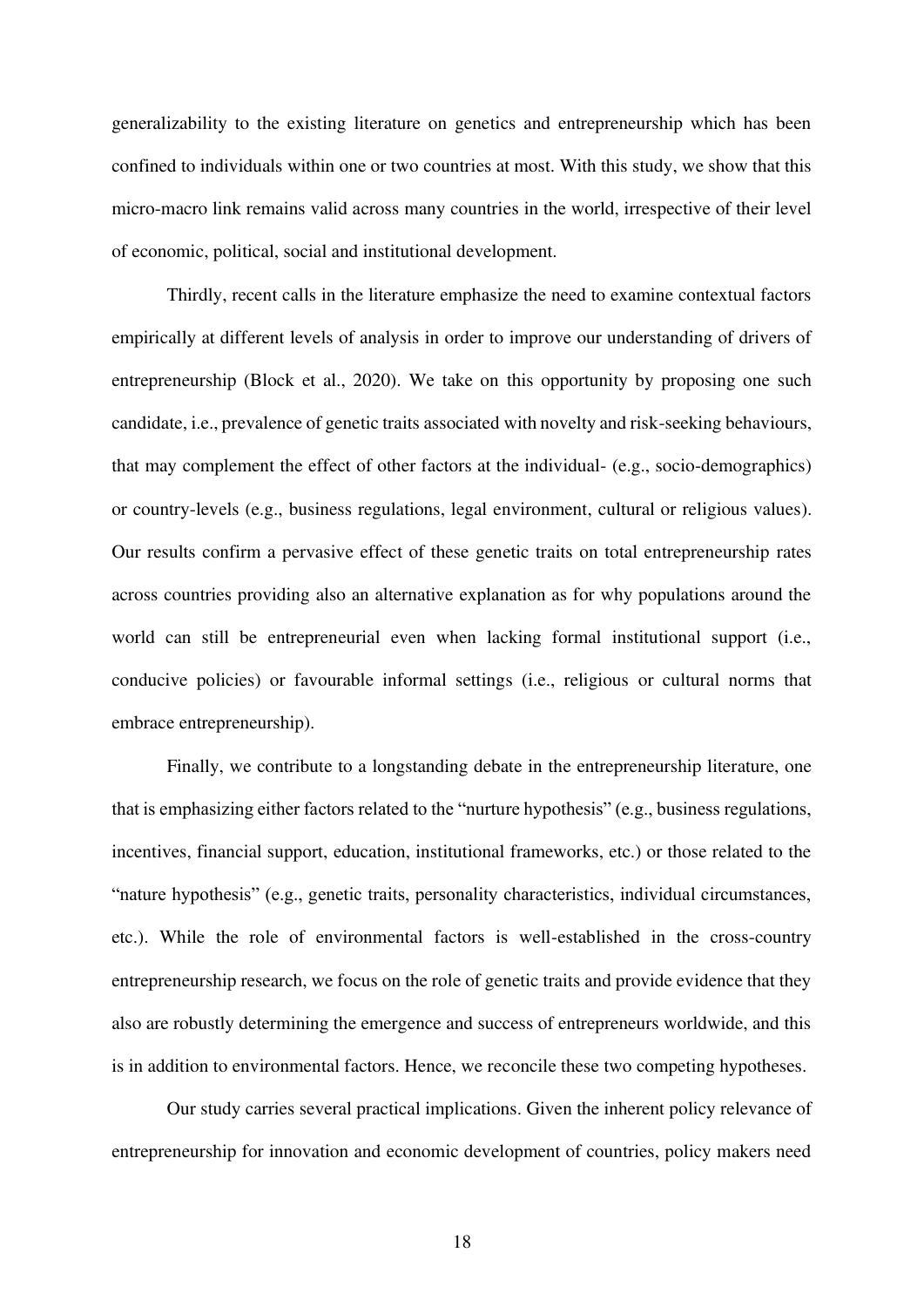generalizability to the existing literature on genetics and entrepreneurship which has been confined to individuals within one or two countries at most. With this study, we show that this micro-macro link remains valid across many countries in the world, irrespective of their level of economic, political, social and institutional development.

Thirdly, recent calls in the literature emphasize the need to examine contextual factors empirically at different levels of analysis in order to improve our understanding of drivers of entrepreneurship (Block et al., 2020). We take on this opportunity by proposing one such candidate, i.e., prevalence of genetic traits associated with novelty and risk-seeking behaviours, that may complement the effect of other factors at the individual- (e.g., socio-demographics) or country-levels (e.g., business regulations, legal environment, cultural or religious values). Our results confirm a pervasive effect of these genetic traits on total entrepreneurship rates across countries providing also an alternative explanation as for why populations around the world can still be entrepreneurial even when lacking formal institutional support (i.e., conducive policies) or favourable informal settings (i.e., religious or cultural norms that embrace entrepreneurship).

Finally, we contribute to a longstanding debate in the entrepreneurship literature, one that is emphasizing either factors related to the "nurture hypothesis" (e.g., business regulations, incentives, financial support, education, institutional frameworks, etc.) or those related to the "nature hypothesis" (e.g., genetic traits, personality characteristics, individual circumstances, etc.). While the role of environmental factors is well-established in the cross-country entrepreneurship research, we focus on the role of genetic traits and provide evidence that they also are robustly determining the emergence and success of entrepreneurs worldwide, and this is in addition to environmental factors. Hence, we reconcile these two competing hypotheses.

Our study carries several practical implications. Given the inherent policy relevance of entrepreneurship for innovation and economic development of countries, policy makers need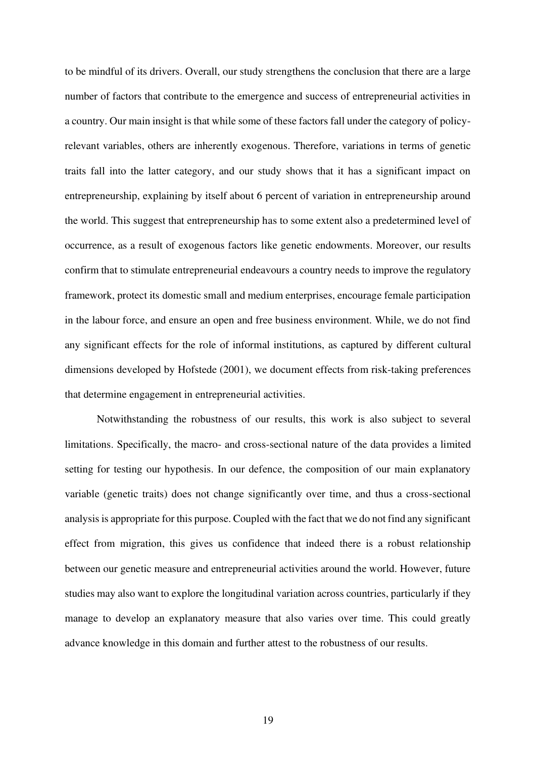to be mindful of its drivers. Overall, our study strengthens the conclusion that there are a large number of factors that contribute to the emergence and success of entrepreneurial activities in a country. Our main insight is that while some of these factors fall under the category of policy-relevant variables, others are inherently exogenous. Therefore, variations in terms of genetic traits fall into the latter category, and our study shows that it has a significant impact on entrepreneurship, explaining by itself about 6 percent of variation in entrepreneurship around the world. This suggest that entrepreneurship has to some extent also a predetermined level of occurrence, as a result of exogenous factors like genetic endowments. Moreover, our results confirm that to stimulate entrepreneurial endeavours a country needs to improve the regulatory framework, protect its domestic small and medium enterprises, encourage female participation in the labour force, and ensure an open and free business environment. While, we do not find any significant effects for the role of informal institutions, as captured by different cultural dimensions developed by Hofstede (2001), we document effects from risk-taking preferences that determine engagement in entrepreneurial activities.

Notwithstanding the robustness of our results, this work is also subject to several limitations. Specifically, the macro- and cross-sectional nature of the data provides a limited setting for testing our hypothesis. In our defence, the composition of our main explanatory variable (genetic traits) does not change significantly over time, and thus a cross-sectional analysis is appropriate for this purpose. Coupled with the fact that we do not find any significant effect from migration, this gives us confidence that indeed there is a robust relationship between our genetic measure and entrepreneurial activities around the world. However, future studies may also want to explore the longitudinal variation across countries, particularly if they manage to develop an explanatory measure that also varies over time. This could greatly advance knowledge in this domain and further attest to the robustness of our results.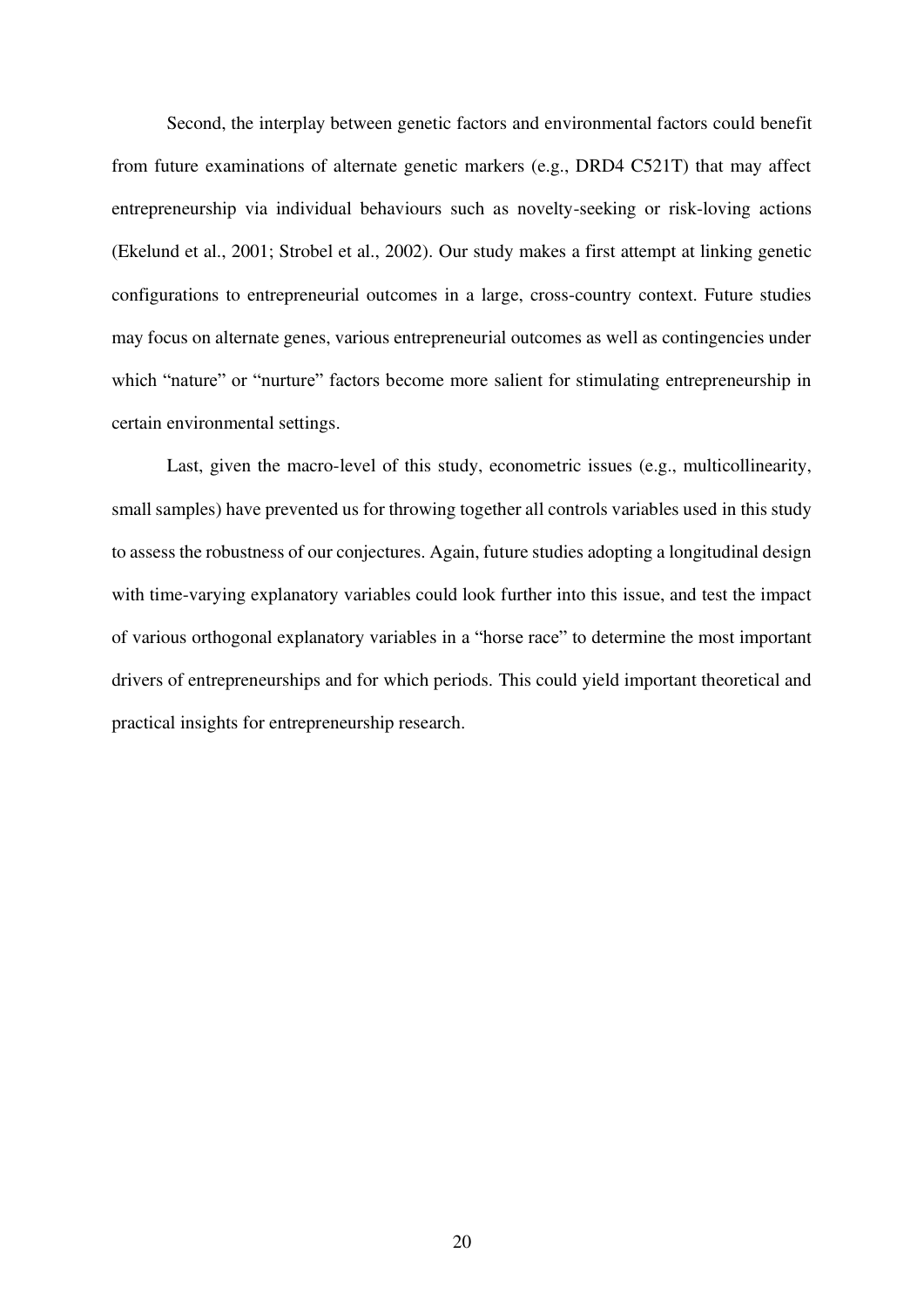Second, the interplay between genetic factors and environmental factors could benefit from future examinations of alternate genetic markers (e.g., DRD4 C521T) that may affect entrepreneurship via individual behaviours such as novelty-seeking or risk-loving actions (Ekelund et al., 2001; Strobel et al., 2002). Our study makes a first attempt at linking genetic configurations to entrepreneurial outcomes in a large, cross-country context. Future studies may focus on alternate genes, various entrepreneurial outcomes as well as contingencies under which "nature" or "nurture" factors become more salient for stimulating entrepreneurship in certain environmental settings.

Last, given the macro-level of this study, econometric issues (e.g., multicollinearity, small samples) have prevented us for throwing together all controls variables used in this study to assess the robustness of our conjectures. Again, future studies adopting a longitudinal design with time-varying explanatory variables could look further into this issue, and test the impact of various orthogonal explanatory variables in a "horse race" to determine the most important drivers of entrepreneurships and for which periods. This could yield important theoretical and practical insights for entrepreneurship research.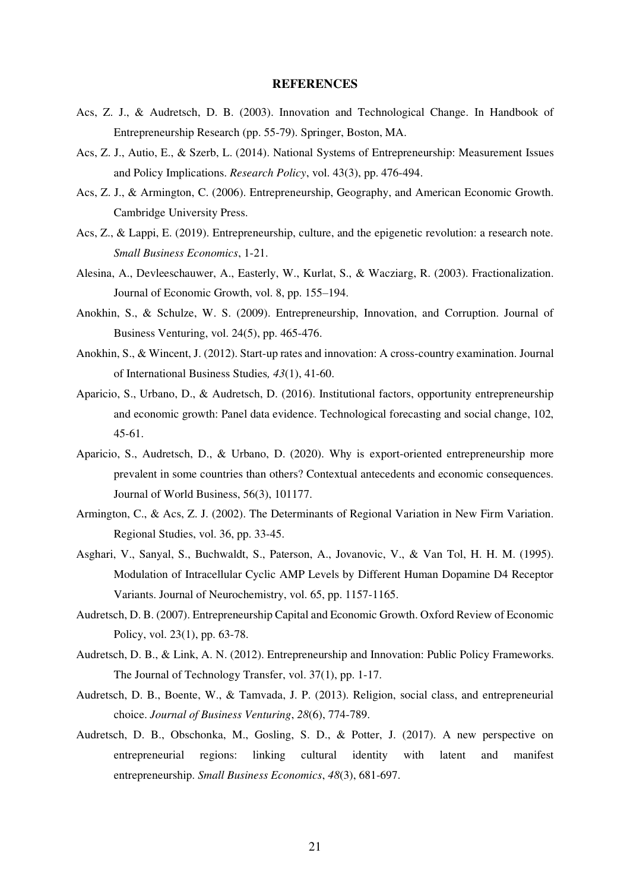# REFERENCES

Acs, Z. J., & Audretsch, D. B. (2003). Innovation and Technological Change. In Handbook of Entrepreneurship Research (pp. 55-79). Springer, Boston, MA.

Acs, Z. J., Autio, E., & Szerb, L. (2014). National Systems of Entrepreneurship: Measurement Issues and Policy Implications. *Research Policy*, vol. 43(3), pp. 476-494.

Acs, Z. J., & Armington, C. (2006). Entrepreneurship, Geography, and American Economic Growth. Cambridge University Press.

Acs, Z., & Lappi, E. (2019). Entrepreneurship, culture, and the epigenetic revolution: a research note. *Small Business Economics*, 1-21.

Alesina, A., Devleeschauwer, A., Easterly, W., Kurlat, S., & Wacziarg, R. (2003). Fractionalization. Journal of Economic Growth, vol. 8, pp. 155–194.

Anokhin, S., & Schulze, W. S. (2009). Entrepreneurship, Innovation, and Corruption. Journal of Business Venturing, vol. 24(5), pp. 465-476.

Anokhin, S., & Wincent, J. (2012). Start-up rates and innovation: A cross-country examination. Journal of International Business Studies*, 43*(1), 41-60.

Aparicio, S., Urbano, D., & Audretsch, D. (2016). Institutional factors, opportunity entrepreneurship and economic growth: Panel data evidence. Technological forecasting and social change, 102, 45-61.

Aparicio, S., Audretsch, D., & Urbano, D. (2020). Why is export-oriented entrepreneurship more prevalent in some countries than others? Contextual antecedents and economic consequences. Journal of World Business, 56(3), 101177.

Armington, C., & Acs, Z. J. (2002). The Determinants of Regional Variation in New Firm Variation. Regional Studies, vol. 36, pp. 33-45.

Asghari, V., Sanyal, S., Buchwaldt, S., Paterson, A., Jovanovic, V., & Van Tol, H. H. M. (1995). Modulation of Intracellular Cyclic AMP Levels by Different Human Dopamine D4 Receptor Variants. Journal of Neurochemistry, vol. 65, pp. 1157-1165.

Audretsch, D. B. (2007). Entrepreneurship Capital and Economic Growth. Oxford Review of Economic Policy, vol. 23(1), pp. 63-78.

Audretsch, D. B., & Link, A. N. (2012). Entrepreneurship and Innovation: Public Policy Frameworks. The Journal of Technology Transfer, vol. 37(1), pp. 1-17.

Audretsch, D. B., Boente, W., & Tamvada, J. P. (2013). Religion, social class, and entrepreneurial choice. *Journal of Business Venturing*, *28*(6), 774-789.

Audretsch, D. B., Obschonka, M., Gosling, S. D., & Potter, J. (2017). A new perspective on entrepreneurial regions: linking cultural identity with latent and manifest entrepreneurship. *Small Business Economics*, *48*(3), 681-697.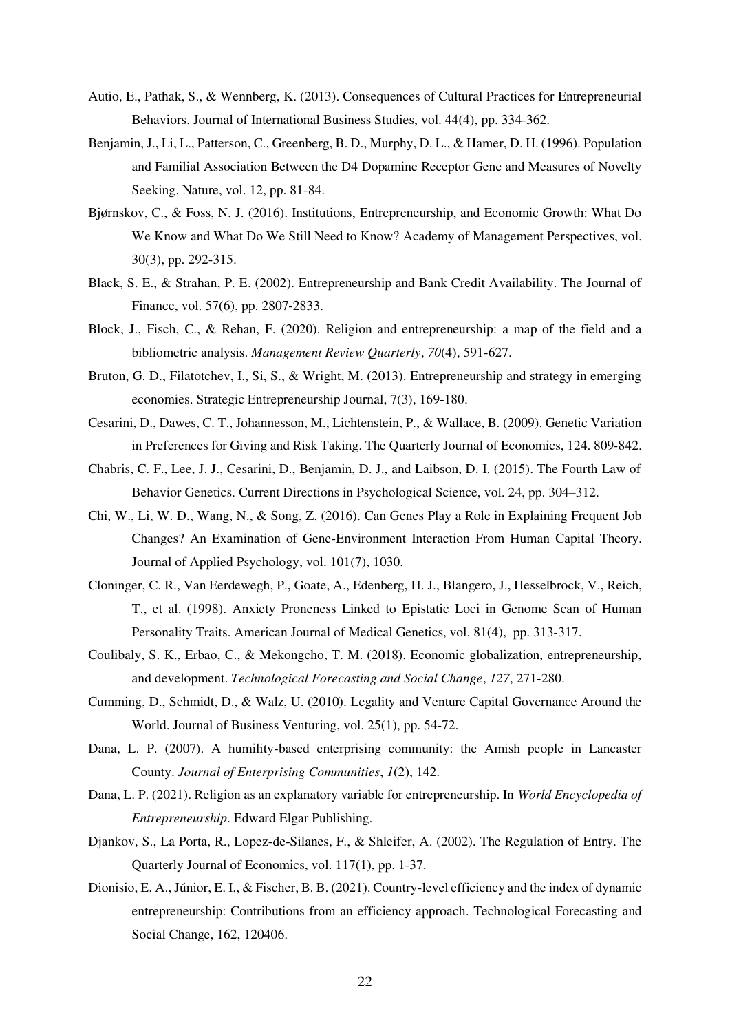Autio, E., Pathak, S., & Wennberg, K. (2013). Consequences of Cultural Practices for Entrepreneurial Behaviors. Journal of International Business Studies, vol. 44(4), pp. 334-362.

Benjamin, J., Li, L., Patterson, C., Greenberg, B. D., Murphy, D. L., & Hamer, D. H. (1996). Population and Familial Association Between the D4 Dopamine Receptor Gene and Measures of Novelty Seeking. Nature, vol. 12, pp. 81-84.

Bjørnskov, C., & Foss, N. J. (2016). Institutions, Entrepreneurship, and Economic Growth: What Do We Know and What Do We Still Need to Know? Academy of Management Perspectives, vol. 30(3), pp. 292-315.

Black, S. E., & Strahan, P. E. (2002). Entrepreneurship and Bank Credit Availability. The Journal of Finance, vol. 57(6), pp. 2807-2833.

Block, J., Fisch, C., & Rehan, F. (2020). Religion and entrepreneurship: a map of the field and a bibliometric analysis. *Management Review Quarterly*, *70*(4), 591-627.

Bruton, G. D., Filatotchev, I., Si, S., & Wright, M. (2013). Entrepreneurship and strategy in emerging economies. Strategic Entrepreneurship Journal, 7(3), 169-180.

Cesarini, D., Dawes, C. T., Johannesson, M., Lichtenstein, P., & Wallace, B. (2009). Genetic Variation in Preferences for Giving and Risk Taking. The Quarterly Journal of Economics, 124. 809-842.

Chabris, C. F., Lee, J. J., Cesarini, D., Benjamin, D. J., and Laibson, D. I. (2015). The Fourth Law of Behavior Genetics. Current Directions in Psychological Science, vol. 24, pp. 304–312.

Chi, W., Li, W. D., Wang, N., & Song, Z. (2016). Can Genes Play a Role in Explaining Frequent Job Changes? An Examination of Gene-Environment Interaction From Human Capital Theory. Journal of Applied Psychology, vol. 101(7), 1030.

Cloninger, C. R., Van Eerdewegh, P., Goate, A., Edenberg, H. J., Blangero, J., Hesselbrock, V., Reich, T., et al. (1998). Anxiety Proneness Linked to Epistatic Loci in Genome Scan of Human Personality Traits. American Journal of Medical Genetics, vol. 81(4), pp. 313-317.

Coulibaly, S. K., Erbao, C., & Mekongcho, T. M. (2018). Economic globalization, entrepreneurship, and development. *Technological Forecasting and Social Change*, *127*, 271-280.

Cumming, D., Schmidt, D., & Walz, U. (2010). Legality and Venture Capital Governance Around the World. Journal of Business Venturing, vol. 25(1), pp. 54-72.

Dana, L. P. (2007). A humility-based enterprising community: the Amish people in Lancaster County. *Journal of Enterprising Communities*, *1*(2), 142.

Dana, L. P. (2021). Religion as an explanatory variable for entrepreneurship. In *World Encyclopedia of Entrepreneurship*. Edward Elgar Publishing.

Djankov, S., La Porta, R., Lopez-de-Silanes, F., & Shleifer, A. (2002). The Regulation of Entry. The Quarterly Journal of Economics, vol. 117(1), pp. 1-37.

Dionisio, E. A., Júnior, E. I., & Fischer, B. B. (2021). Country-level efficiency and the index of dynamic entrepreneurship: Contributions from an efficiency approach. Technological Forecasting and Social Change, 162, 120406.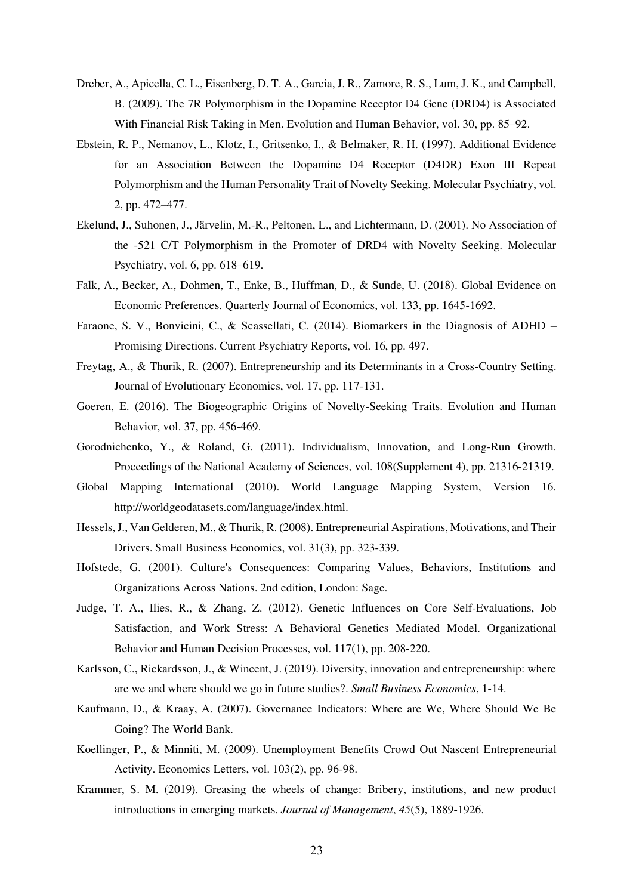Dreber, A., Apicella, C. L., Eisenberg, D. T. A., Garcia, J. R., Zamore, R. S., Lum, J. K., and Campbell, B. (2009). The 7R Polymorphism in the Dopamine Receptor D4 Gene (DRD4) is Associated With Financial Risk Taking in Men. Evolution and Human Behavior, vol. 30, pp. 85–92.

Ebstein, R. P., Nemanov, L., Klotz, I., Gritsenko, I., & Belmaker, R. H. (1997). Additional Evidence for an Association Between the Dopamine D4 Receptor (D4DR) Exon III Repeat Polymorphism and the Human Personality Trait of Novelty Seeking. Molecular Psychiatry, vol. 2, pp. 472–477.

Ekelund, J., Suhonen, J., Järvelin, M.-R., Peltonen, L., and Lichtermann, D. (2001). No Association of the -521 C/T Polymorphism in the Promoter of DRD4 with Novelty Seeking. Molecular Psychiatry, vol. 6, pp. 618–619.

Falk, A., Becker, A., Dohmen, T., Enke, B., Huffman, D., & Sunde, U. (2018). Global Evidence on Economic Preferences. Quarterly Journal of Economics, vol. 133, pp. 1645-1692.

Faraone, S. V., Bonvicini, C., & Scassellati, C. (2014). Biomarkers in the Diagnosis of ADHD – Promising Directions. Current Psychiatry Reports, vol. 16, pp. 497.

Freytag, A., & Thurik, R. (2007). Entrepreneurship and its Determinants in a Cross-Country Setting. Journal of Evolutionary Economics, vol. 17, pp. 117-131.

Goeren, E. (2016). The Biogeographic Origins of Novelty-Seeking Traits. Evolution and Human Behavior, vol. 37, pp. 456-469.

Gorodnichenko, Y., & Roland, G. (2011). Individualism, Innovation, and Long-Run Growth. Proceedings of the National Academy of Sciences, vol. 108(Supplement 4), pp. 21316-21319.

Global Mapping International (2010). World Language Mapping System, Version 16. http://worldgeodatasets.com/language/index.html.

Hessels, J., Van Gelderen, M., & Thurik, R. (2008). Entrepreneurial Aspirations, Motivations, and Their Drivers. Small Business Economics, vol. 31(3), pp. 323-339.

Hofstede, G. (2001). Culture's Consequences: Comparing Values, Behaviors, Institutions and Organizations Across Nations. 2nd edition, London: Sage.

Judge, T. A., Ilies, R., & Zhang, Z. (2012). Genetic Influences on Core Self-Evaluations, Job Satisfaction, and Work Stress: A Behavioral Genetics Mediated Model. Organizational Behavior and Human Decision Processes, vol. 117(1), pp. 208-220.

Karlsson, C., Rickardsson, J., & Wincent, J. (2019). Diversity, innovation and entrepreneurship: where are we and where should we go in future studies?. *Small Business Economics*, 1-14.

Kaufmann, D., & Kraay, A. (2007). Governance Indicators: Where are We, Where Should We Be Going? The World Bank.

Koellinger, P., & Minniti, M. (2009). Unemployment Benefits Crowd Out Nascent Entrepreneurial Activity. Economics Letters, vol. 103(2), pp. 96-98.

Krammer, S. M. (2019). Greasing the wheels of change: Bribery, institutions, and new product introductions in emerging markets. *Journal of Management*, *45*(5), 1889-1926.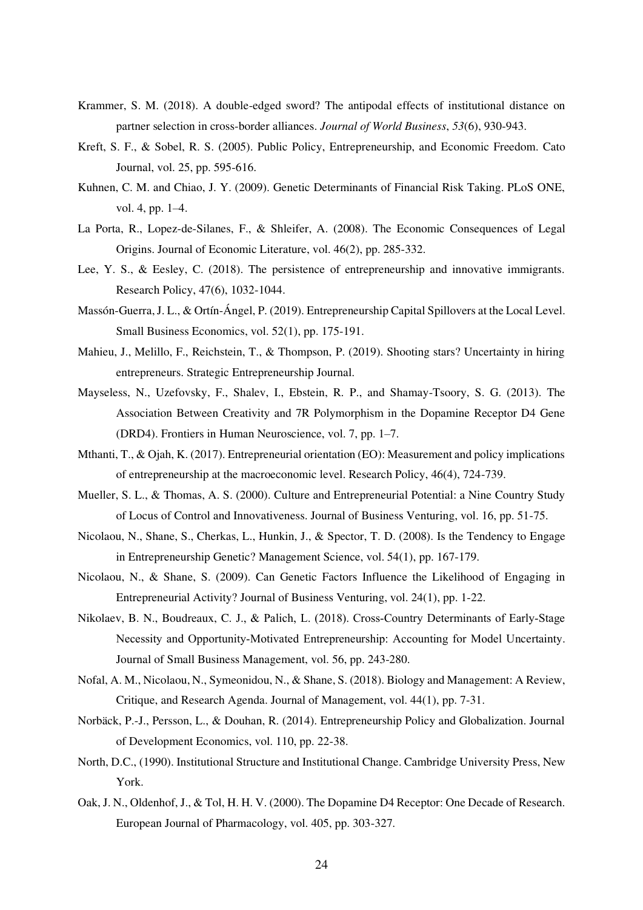Krammer, S. M. (2018). A double-edged sword? The antipodal effects of institutional distance on partner selection in cross-border alliances. *Journal of World Business*, *53*(6), 930-943.

Kreft, S. F., & Sobel, R. S. (2005). Public Policy, Entrepreneurship, and Economic Freedom. Cato Journal, vol. 25, pp. 595-616.

Kuhnen, C. M. and Chiao, J. Y. (2009). Genetic Determinants of Financial Risk Taking. PLoS ONE, vol. 4, pp. 1–4.

La Porta, R., Lopez-de-Silanes, F., & Shleifer, A. (2008). The Economic Consequences of Legal Origins. Journal of Economic Literature, vol. 46(2), pp. 285-332.

Lee, Y. S., & Eesley, C. (2018). The persistence of entrepreneurship and innovative immigrants. Research Policy, 47(6), 1032-1044.

Massón-Guerra, J. L., & Ortín-Ángel, P. (2019). Entrepreneurship Capital Spillovers at the Local Level. Small Business Economics, vol. 52(1), pp. 175-191.

Mahieu, J., Melillo, F., Reichstein, T., & Thompson, P. (2019). Shooting stars? Uncertainty in hiring entrepreneurs. Strategic Entrepreneurship Journal.

Mayseless, N., Uzefovsky, F., Shalev, I., Ebstein, R. P., and Shamay-Tsoory, S. G. (2013). The Association Between Creativity and 7R Polymorphism in the Dopamine Receptor D4 Gene (DRD4). Frontiers in Human Neuroscience, vol. 7, pp. 1–7.

Mthanti, T., & Ojah, K. (2017). Entrepreneurial orientation (EO): Measurement and policy implications of entrepreneurship at the macroeconomic level. Research Policy, 46(4), 724-739.

Mueller, S. L., & Thomas, A. S. (2000). Culture and Entrepreneurial Potential: a Nine Country Study of Locus of Control and Innovativeness. Journal of Business Venturing, vol. 16, pp. 51-75.

Nicolaou, N., Shane, S., Cherkas, L., Hunkin, J., & Spector, T. D. (2008). Is the Tendency to Engage in Entrepreneurship Genetic? Management Science, vol. 54(1), pp. 167-179.

Nicolaou, N., & Shane, S. (2009). Can Genetic Factors Influence the Likelihood of Engaging in Entrepreneurial Activity? Journal of Business Venturing, vol. 24(1), pp. 1-22.

Nikolaev, B. N., Boudreaux, C. J., & Palich, L. (2018). Cross-Country Determinants of Early-Stage Necessity and Opportunity-Motivated Entrepreneurship: Accounting for Model Uncertainty. Journal of Small Business Management, vol. 56, pp. 243-280.

Nofal, A. M., Nicolaou, N., Symeonidou, N., & Shane, S. (2018). Biology and Management: A Review, Critique, and Research Agenda. Journal of Management, vol. 44(1), pp. 7-31.

Norbäck, P.-J., Persson, L., & Douhan, R. (2014). Entrepreneurship Policy and Globalization. Journal of Development Economics, vol. 110, pp. 22-38.

North, D.C., (1990). Institutional Structure and Institutional Change. Cambridge University Press, New York.

Oak, J. N., Oldenhof, J., & Tol, H. H. V. (2000). The Dopamine D4 Receptor: One Decade of Research. European Journal of Pharmacology, vol. 405, pp. 303-327.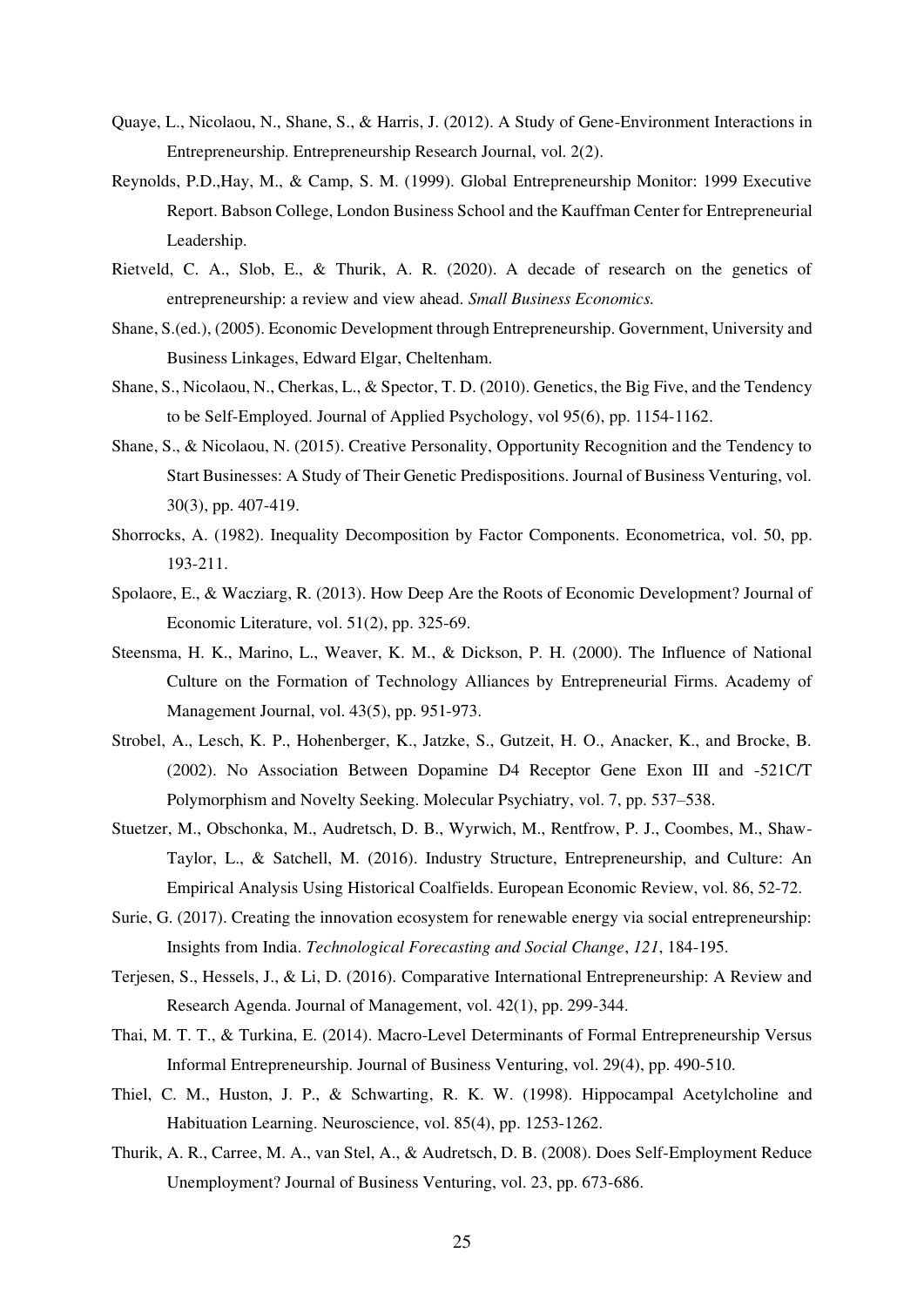Quaye, L., Nicolaou, N., Shane, S., & Harris, J. (2012). A Study of Gene-Environment Interactions in Entrepreneurship. Entrepreneurship Research Journal, vol. 2(2).

Reynolds, P.D.,Hay, M., & Camp, S. M. (1999). Global Entrepreneurship Monitor: 1999 Executive Report. Babson College, London Business School and the Kauffman Center for Entrepreneurial Leadership.

Rietveld, C. A., Slob, E., & Thurik, A. R. (2020). A decade of research on the genetics of entrepreneurship: a review and view ahead. *Small Business Economics.*

Shane, S.(ed.), (2005). Economic Development through Entrepreneurship. Government, University and Business Linkages, Edward Elgar, Cheltenham.

Shane, S., Nicolaou, N., Cherkas, L., & Spector, T. D. (2010). Genetics, the Big Five, and the Tendency to be Self-Employed. Journal of Applied Psychology, vol 95(6), pp. 1154-1162.

Shane, S., & Nicolaou, N. (2015). Creative Personality, Opportunity Recognition and the Tendency to Start Businesses: A Study of Their Genetic Predispositions. Journal of Business Venturing, vol. 30(3), pp. 407-419.

Shorrocks, A. (1982). Inequality Decomposition by Factor Components. Econometrica, vol. 50, pp. 193-211.

Spolaore, E., & Wacziarg, R. (2013). How Deep Are the Roots of Economic Development? Journal of Economic Literature, vol. 51(2), pp. 325-69.

Steensma, H. K., Marino, L., Weaver, K. M., & Dickson, P. H. (2000). The Influence of National Culture on the Formation of Technology Alliances by Entrepreneurial Firms. Academy of Management Journal, vol. 43(5), pp. 951-973.

Strobel, A., Lesch, K. P., Hohenberger, K., Jatzke, S., Gutzeit, H. O., Anacker, K., and Brocke, B. (2002). No Association Between Dopamine D4 Receptor Gene Exon III and -521C/T Polymorphism and Novelty Seeking. Molecular Psychiatry, vol. 7, pp. 537–538.

Stuetzer, M., Obschonka, M., Audretsch, D. B., Wyrwich, M., Rentfrow, P. J., Coombes, M., Shaw-Taylor, L., & Satchell, M. (2016). Industry Structure, Entrepreneurship, and Culture: An Empirical Analysis Using Historical Coalfields. European Economic Review, vol. 86, 52-72.

Surie, G. (2017). Creating the innovation ecosystem for renewable energy via social entrepreneurship: Insights from India. *Technological Forecasting and Social Change*, *121*, 184-195.

Terjesen, S., Hessels, J., & Li, D. (2016). Comparative International Entrepreneurship: A Review and Research Agenda. Journal of Management, vol. 42(1), pp. 299-344.

Thai, M. T. T., & Turkina, E. (2014). Macro-Level Determinants of Formal Entrepreneurship Versus Informal Entrepreneurship. Journal of Business Venturing, vol. 29(4), pp. 490-510.

Thiel, C. M., Huston, J. P., & Schwarting, R. K. W. (1998). Hippocampal Acetylcholine and Habituation Learning. Neuroscience, vol. 85(4), pp. 1253-1262.

Thurik, A. R., Carree, M. A., van Stel, A., & Audretsch, D. B. (2008). Does Self-Employment Reduce Unemployment? Journal of Business Venturing, vol. 23, pp. 673-686.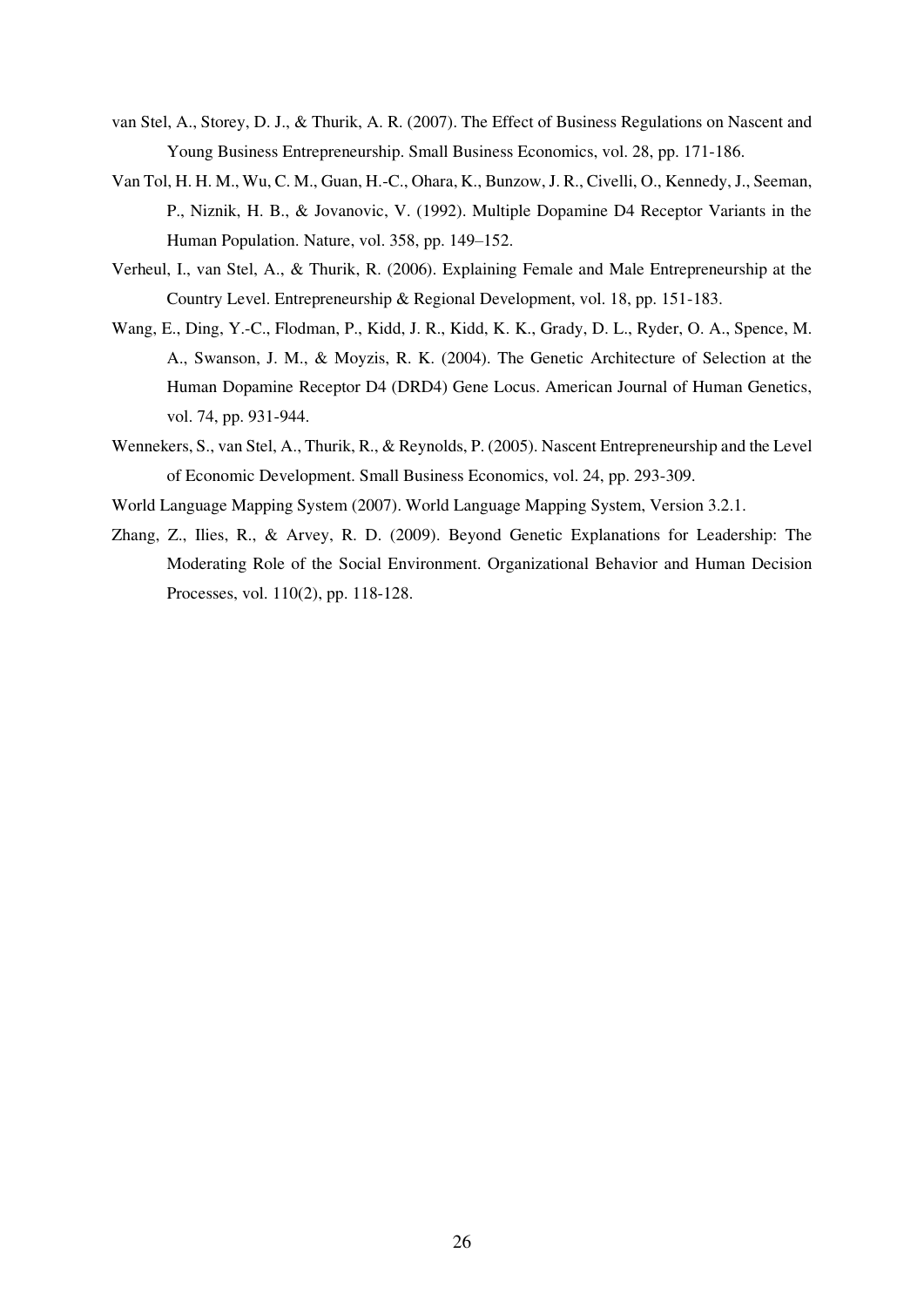van Stel, A., Storey, D. J., & Thurik, A. R. (2007). The Effect of Business Regulations on Nascent and Young Business Entrepreneurship. Small Business Economics, vol. 28, pp. 171-186.

Van Tol, H. H. M., Wu, C. M., Guan, H.-C., Ohara, K., Bunzow, J. R., Civelli, O., Kennedy, J., Seeman, P., Niznik, H. B., & Jovanovic, V. (1992). Multiple Dopamine D4 Receptor Variants in the Human Population. Nature, vol. 358, pp. 149–152.

Verheul, I., van Stel, A., & Thurik, R. (2006). Explaining Female and Male Entrepreneurship at the Country Level. Entrepreneurship & Regional Development, vol. 18, pp. 151-183.

Wang, E., Ding, Y.-C., Flodman, P., Kidd, J. R., Kidd, K. K., Grady, D. L., Ryder, O. A., Spence, M. A., Swanson, J. M., & Moyzis, R. K. (2004). The Genetic Architecture of Selection at the Human Dopamine Receptor D4 (DRD4) Gene Locus. American Journal of Human Genetics, vol. 74, pp. 931-944.

Wennekers, S., van Stel, A., Thurik, R., & Reynolds, P. (2005). Nascent Entrepreneurship and the Level of Economic Development. Small Business Economics, vol. 24, pp. 293-309.

World Language Mapping System (2007). World Language Mapping System, Version 3.2.1.

Zhang, Z., Ilies, R., & Arvey, R. D. (2009). Beyond Genetic Explanations for Leadership: The Moderating Role of the Social Environment. Organizational Behavior and Human Decision Processes, vol. 110(2), pp. 118-128.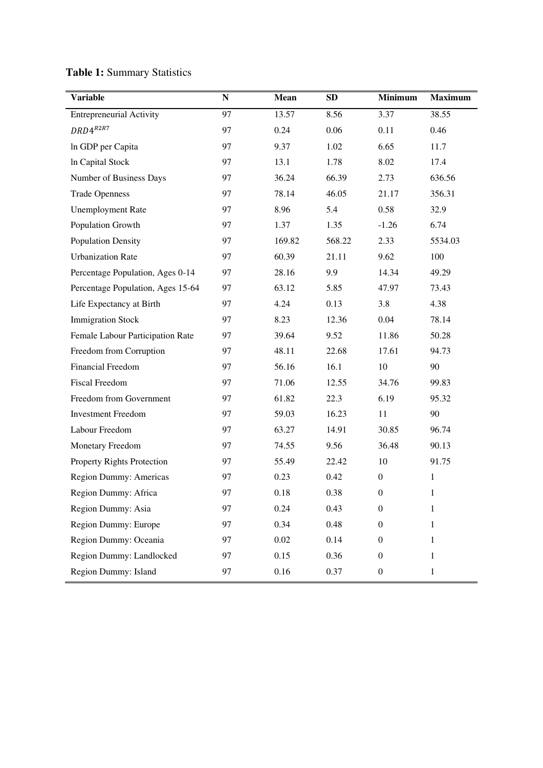**Table 1:** Summary Statistics

| Variable | N | Mean | SD | Minimum | Maximum |
|---|---|---|---|---|---|
| Entrepreneurial Activity | 97 | 13.57 | 8.56 | 3.37 | 38.55 |
| $DRD4^{R2R7}$ | 97 | 0.24 | 0.06 | 0.11 | 0.46 |
| ln GDP per Capita | 97 | 9.37 | 1.02 | 6.65 | 11.7 |
| ln Capital Stock | 97 | 13.1 | 1.78 | 8.02 | 17.4 |
| Number of Business Days | 97 | 36.24 | 66.39 | 2.73 | 636.56 |
| Trade Openness | 97 | 78.14 | 46.05 | 21.17 | 356.31 |
| Unemployment Rate | 97 | 8.96 | 5.4 | 0.58 | 32.9 |
| Population Growth | 97 | 1.37 | 1.35 | -1.26 | 6.74 |
| Population Density | 97 | 169.82 | 568.22 | 2.33 | 5534.03 |
| Urbanization Rate | 97 | 60.39 | 21.11 | 9.62 | 100 |
| Percentage Population, Ages 0-14 | 97 | 28.16 | 9.9 | 14.34 | 49.29 |
| Percentage Population, Ages 15-64 | 97 | 63.12 | 5.85 | 47.97 | 73.43 |
| Life Expectancy at Birth | 97 | 4.24 | 0.13 | 3.8 | 4.38 |
| Immigration Stock | 97 | 8.23 | 12.36 | 0.04 | 78.14 |
| Female Labour Participation Rate | 97 | 39.64 | 9.52 | 11.86 | 50.28 |
| Freedom from Corruption | 97 | 48.11 | 22.68 | 17.61 | 94.73 |
| Financial Freedom | 97 | 56.16 | 16.1 | 10 | 90 |
| Fiscal Freedom | 97 | 71.06 | 12.55 | 34.76 | 99.83 |
| Freedom from Government | 97 | 61.82 | 22.3 | 6.19 | 95.32 |
| Investment Freedom | 97 | 59.03 | 16.23 | 11 | 90 |
| Labour Freedom | 97 | 63.27 | 14.91 | 30.85 | 96.74 |
| Monetary Freedom | 97 | 74.55 | 9.56 | 36.48 | 90.13 |
| Property Rights Protection | 97 | 55.49 | 22.42 | 10 | 91.75 |
| Region Dummy: Americas | 97 | 0.23 | 0.42 | 0 | 1 |
| Region Dummy: Africa | 97 | 0.18 | 0.38 | 0 | 1 |
| Region Dummy: Asia | 97 | 0.24 | 0.43 | 0 | 1 |
| Region Dummy: Europe | 97 | 0.34 | 0.48 | 0 | 1 |
| Region Dummy: Oceania | 97 | 0.02 | 0.14 | 0 | 1 |
| Region Dummy: Landlocked | 97 | 0.15 | 0.36 | 0 | 1 |
| Region Dummy: Island | 97 | 0.16 | 0.37 | 0 | 1 |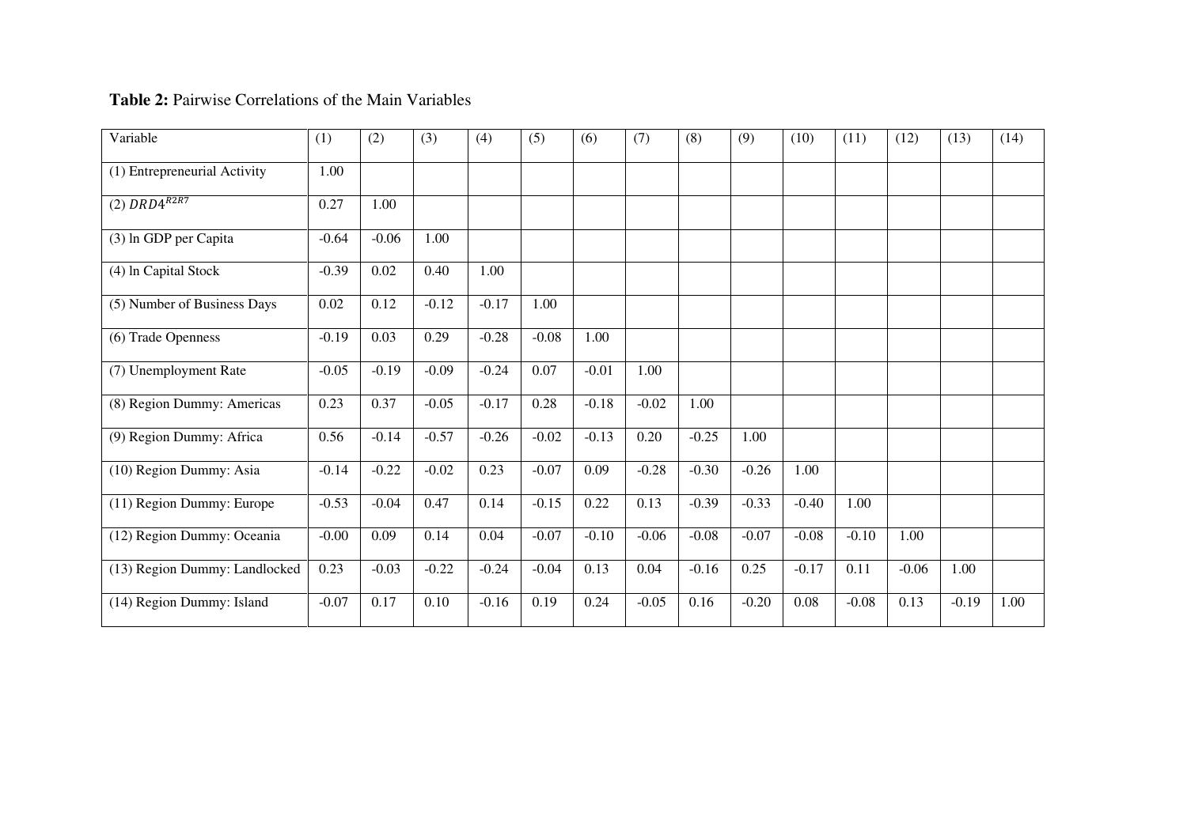**Table 2:** Pairwise Correlations of the Main Variables

| Variable | (1) | (2) | (3) | (4) | (5) | (6) | (7) | (8) | (9) | (10) | (11) | (12) | (13) | (14) |
|---|---|---|---|---|---|---|---|---|---|---|---|---|---|---|
| (1) Entrepreneurial Activity | 1.00 | | | | | | | | | | | | | |
| (2) $DRD4^{R2R7}$ | 0.27 | 1.00 | | | | | | | | | | | | |
| (3) ln GDP per Capita | -0.64 | -0.06 | 1.00 | | | | | | | | | | | |
| (4) ln Capital Stock | -0.39 | 0.02 | 0.40 | 1.00 | | | | | | | | | | |
| (5) Number of Business Days | 0.02 | 0.12 | -0.12 | -0.17 | 1.00 | | | | | | | | | |
| (6) Trade Openness | -0.19 | 0.03 | 0.29 | -0.28 | -0.08 | 1.00 | | | | | | | | |
| (7) Unemployment Rate | -0.05 | -0.19 | -0.09 | -0.24 | 0.07 | -0.01 | 1.00 | | | | | | | |
| (8) Region Dummy: Americas | 0.23 | 0.37 | -0.05 | -0.17 | 0.28 | -0.18 | -0.02 | 1.00 | | | | | | |
| (9) Region Dummy: Africa | 0.56 | -0.14 | -0.57 | -0.26 | -0.02 | -0.13 | 0.20 | -0.25 | 1.00 | | | | | |
| (10) Region Dummy: Asia | -0.14 | -0.22 | -0.02 | 0.23 | -0.07 | 0.09 | -0.28 | -0.30 | -0.26 | 1.00 | | | | |
| (11) Region Dummy: Europe | -0.53 | -0.04 | 0.47 | 0.14 | -0.15 | 0.22 | 0.13 | -0.39 | -0.33 | -0.40 | 1.00 | | | |
| (12) Region Dummy: Oceania | -0.00 | 0.09 | 0.14 | 0.04 | -0.07 | -0.10 | -0.06 | -0.08 | -0.07 | -0.08 | -0.10 | 1.00 | | |
| (13) Region Dummy: Landlocked | 0.23 | -0.03 | -0.22 | -0.24 | -0.04 | 0.13 | 0.04 | -0.16 | 0.25 | -0.17 | 0.11 | -0.06 | 1.00 | |
| (14) Region Dummy: Island | -0.07 | 0.17 | 0.10 | -0.16 | 0.19 | 0.24 | -0.05 | 0.16 | -0.20 | 0.08 | -0.08 | 0.13 | -0.19 | 1.00 |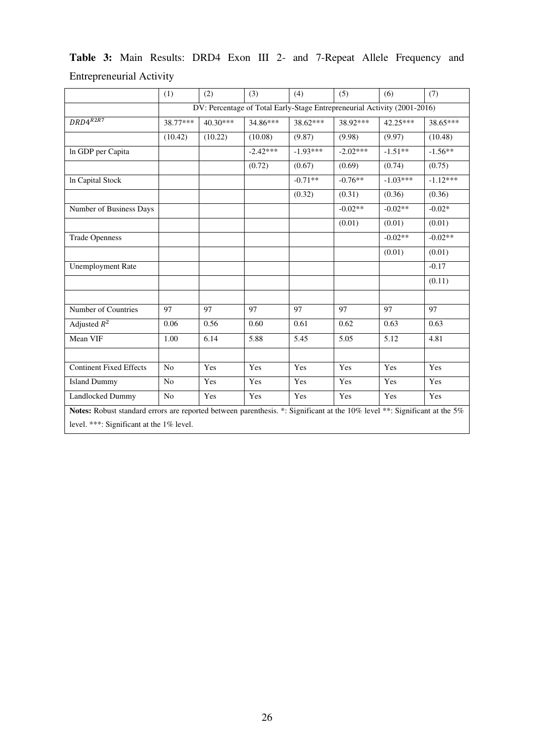**Table 3:** Main Results: DRD4 Exon III 2- and 7-Repeat Allele Frequency and Entrepreneurial Activity

| | (1) | (2) | (3) | (4) | (5) | (6) | (7) |
|---|---|---|---|---|---|---|---|
| | DV: Percentage of Total Early-Stage Entrepreneurial Activity (2001-2016) | | | | | | |
| $DRD4^{R2R7}$ | 38.77*** | 40.30*** | 34.86*** | 38.62*** | 38.92*** | 42.25*** | 38.65*** |
| | (10.42) | (10.22) | (10.08) | (9.87) | (9.98) | (9.97) | (10.48) |
| ln GDP per Capita | | | -2.42*** | -1.93*** | -2.02*** | -1.51** | -1.56** |
| | | | (0.72) | (0.67) | (0.69) | (0.74) | (0.75) |
| ln Capital Stock | | | | -0.71** | -0.76** | -1.03*** | -1.12*** |
| | | | | (0.32) | (0.31) | (0.36) | (0.36) |
| Number of Business Days | | | | | -0.02** | -0.02** | -0.02* |
| | | | | | (0.01) | (0.01) | (0.01) |
| Trade Openness | | | | | | -0.02** | -0.02** |
| | | | | | | (0.01) | (0.01) |
| Unemployment Rate | | | | | | | -0.17 |
| | | | | | | | (0.11) |
| | | | | | | | |
| Number of Countries | 97 | 97 | 97 | 97 | 97 | 97 | 97 |
| Adjusted $R^2$ | 0.06 | 0.56 | 0.60 | 0.61 | 0.62 | 0.63 | 0.63 |
| Mean VIF | 1.00 | 6.14 | 5.88 | 5.45 | 5.05 | 5.12 | 4.81 |
| | | | | | | | |
| Continent Fixed Effects | No | Yes | Yes | Yes | Yes | Yes | Yes |
| Island Dummy | No | Yes | Yes | Yes | Yes | Yes | Yes |
| Landlocked Dummy | No | Yes | Yes | Yes | Yes | Yes | Yes |

**Notes:** Robust standard errors are reported between parenthesis. *: Significant at the 10% level **: Significant at the 5% level. ***: Significant at the 1% level.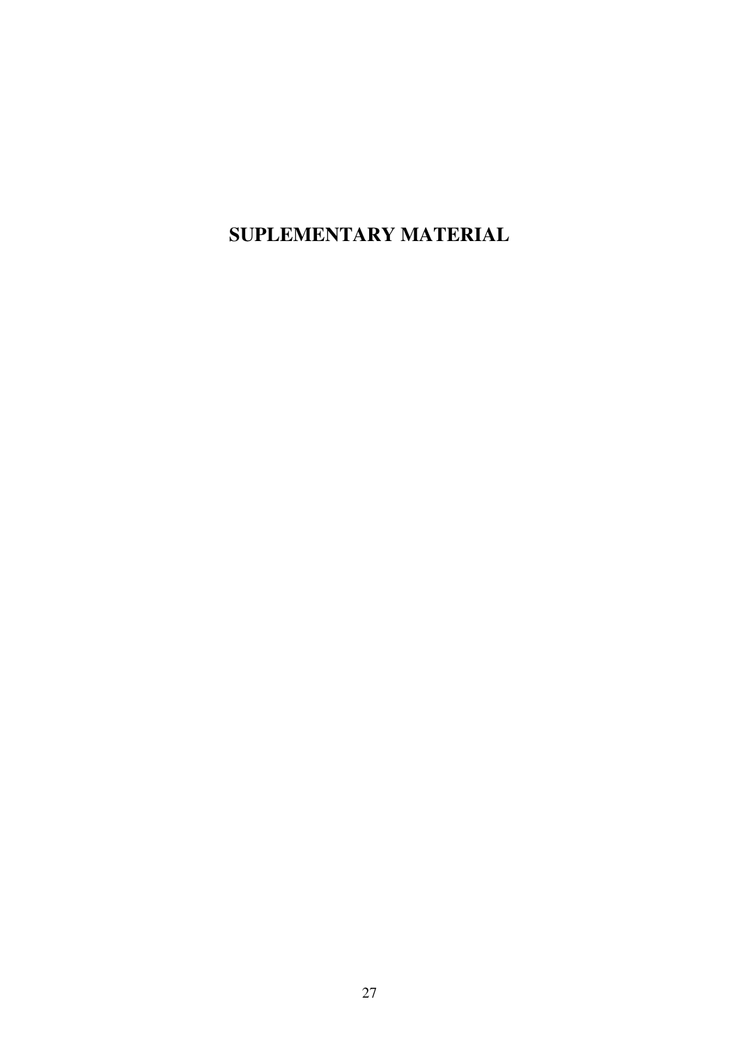# SUPLEMENTARY MATERIAL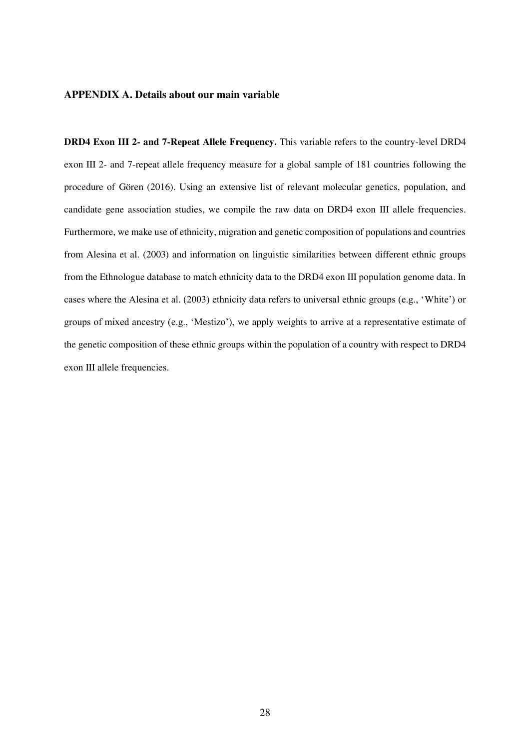## APPENDIX A. Details about our main variable

**DRD4 Exon III 2- and 7-Repeat Allele Frequency.** This variable refers to the country-level DRD4 exon III 2- and 7-repeat allele frequency measure for a global sample of 181 countries following the procedure of Gören (2016). Using an extensive list of relevant molecular genetics, population, and candidate gene association studies, we compile the raw data on DRD4 exon III allele frequencies. Furthermore, we make use of ethnicity, migration and genetic composition of populations and countries from Alesina et al. (2003) and information on linguistic similarities between different ethnic groups from the Ethnologue database to match ethnicity data to the DRD4 exon III population genome data. In cases where the Alesina et al. (2003) ethnicity data refers to universal ethnic groups (e.g., 'White') or groups of mixed ancestry (e.g., 'Mestizo'), we apply weights to arrive at a representative estimate of the genetic composition of these ethnic groups within the population of a country with respect to DRD4 exon III allele frequencies.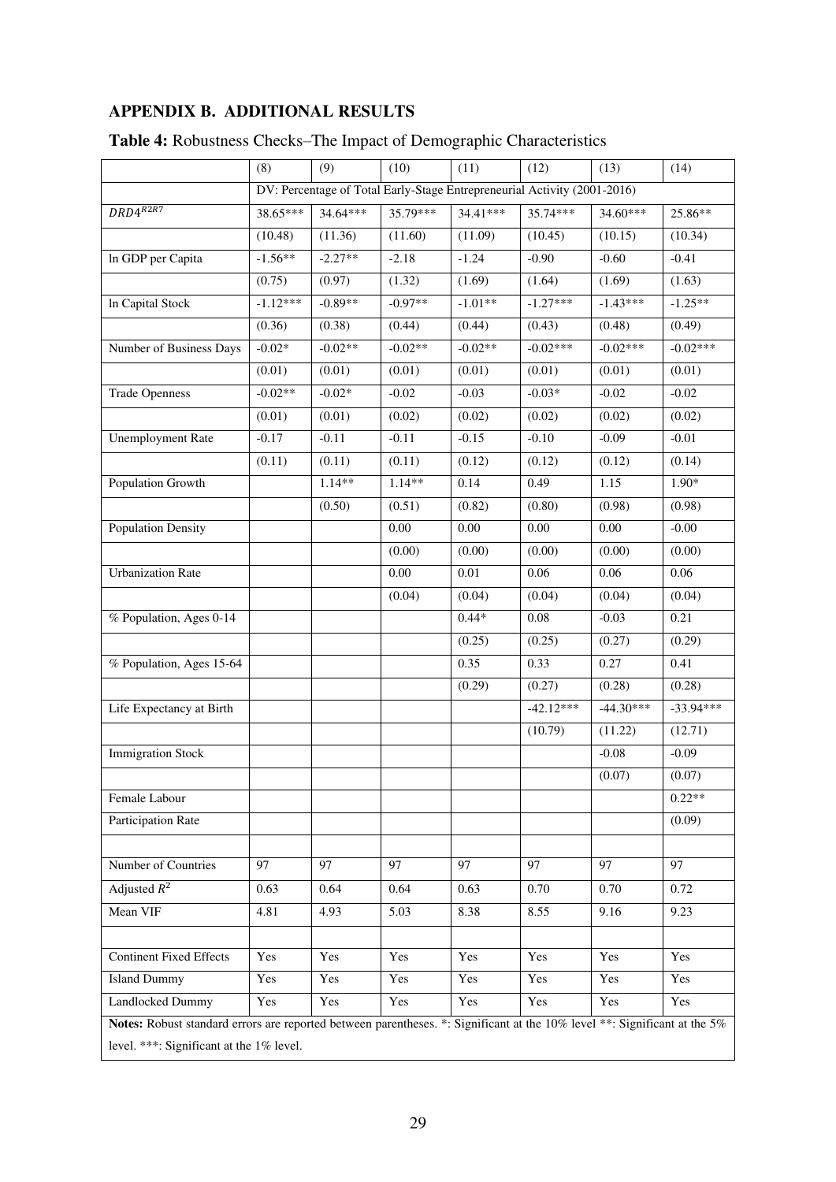## APPENDIX B. ADDITIONAL RESULTS

**Table 4:** Robustness Checks–The Impact of Demographic Characteristics

| | (8) | (9) | (10) | (11) | (12) | (13) | (14) |
|---|---|---|---|---|---|---|---|
| | DV: Percentage of Total Early-Stage Entrepreneurial Activity (2001-2016) | | | | | | |
| $DRD4^{R2R7}$ | 38.65*** | 34.64*** | 35.79*** | 34.41*** | 35.74*** | 34.60*** | 25.86** |
| | (10.48) | (11.36) | (11.60) | (11.09) | (10.45) | (10.15) | (10.34) |
| ln GDP per Capita | -1.56** | -2.27** | -2.18 | -1.24 | -0.90 | -0.60 | -0.41 |
| | (0.75) | (0.97) | (1.32) | (1.69) | (1.64) | (1.69) | (1.63) |
| ln Capital Stock | -1.12*** | -0.89** | -0.97** | -1.01** | -1.27*** | -1.43*** | -1.25** |
| | (0.36) | (0.38) | (0.44) | (0.44) | (0.43) | (0.48) | (0.49) |
| Number of Business Days | -0.02* | -0.02** | -0.02** | -0.02** | -0.02*** | -0.02*** | -0.02*** |
| | (0.01) | (0.01) | (0.01) | (0.01) | (0.01) | (0.01) | (0.01) |
| Trade Openness | -0.02** | -0.02* | -0.02 | -0.03 | -0.03* | -0.02 | -0.02 |
| | (0.01) | (0.01) | (0.02) | (0.02) | (0.02) | (0.02) | (0.02) |
| Unemployment Rate | -0.17 | -0.11 | -0.11 | -0.15 | -0.10 | -0.09 | -0.01 |
| | (0.11) | (0.11) | (0.11) | (0.12) | (0.12) | (0.12) | (0.14) |
| Population Growth | | 1.14** | 1.14** | 0.14 | 0.49 | 1.15 | 1.90* |
| | | (0.50) | (0.51) | (0.82) | (0.80) | (0.98) | (0.98) |
| Population Density | | | 0.00 | 0.00 | 0.00 | 0.00 | -0.00 |
| | | | (0.00) | (0.00) | (0.00) | (0.00) | (0.00) |
| Urbanization Rate | | | 0.00 | 0.01 | 0.06 | 0.06 | 0.06 |
| | | | (0.04) | (0.04) | (0.04) | (0.04) | (0.04) |
| % Population, Ages 0-14 | | | | 0.44* | 0.08 | -0.03 | 0.21 |
| | | | | (0.25) | (0.25) | (0.27) | (0.29) |
| % Population, Ages 15-64 | | | | 0.35 | 0.33 | 0.27 | 0.41 |
| | | | | (0.29) | (0.27) | (0.28) | (0.28) |
| Life Expectancy at Birth | | | | | -42.12*** | -44.30*** | -33.94*** |
| | | | | | (10.79) | (11.22) | (12.71) |
| Immigration Stock | | | | | | -0.08 | -0.09 |
| | | | | | | (0.07) | (0.07) |
| Female Labour | | | | | | | 0.22** |
| Participation Rate | | | | | | | (0.09) |
| | | | | | | | |
| Number of Countries | 97 | 97 | 97 | 97 | 97 | 97 | 97 |
| Adjusted $R^2$ | 0.63 | 0.64 | 0.64 | 0.63 | 0.70 | 0.70 | 0.72 |
| Mean VIF | 4.81 | 4.93 | 5.03 | 8.38 | 8.55 | 9.16 | 9.23 |
| | | | | | | | |
| Continent Fixed Effects | Yes | Yes | Yes | Yes | Yes | Yes | Yes |
| Island Dummy | Yes | Yes | Yes | Yes | Yes | Yes | Yes |
| Landlocked Dummy | Yes | Yes | Yes | Yes | Yes | Yes | Yes |

**Notes:** Robust standard errors are reported between parentheses. *: Significant at the 10% level **: Significant at the 5% level. ***: Significant at the 1% level.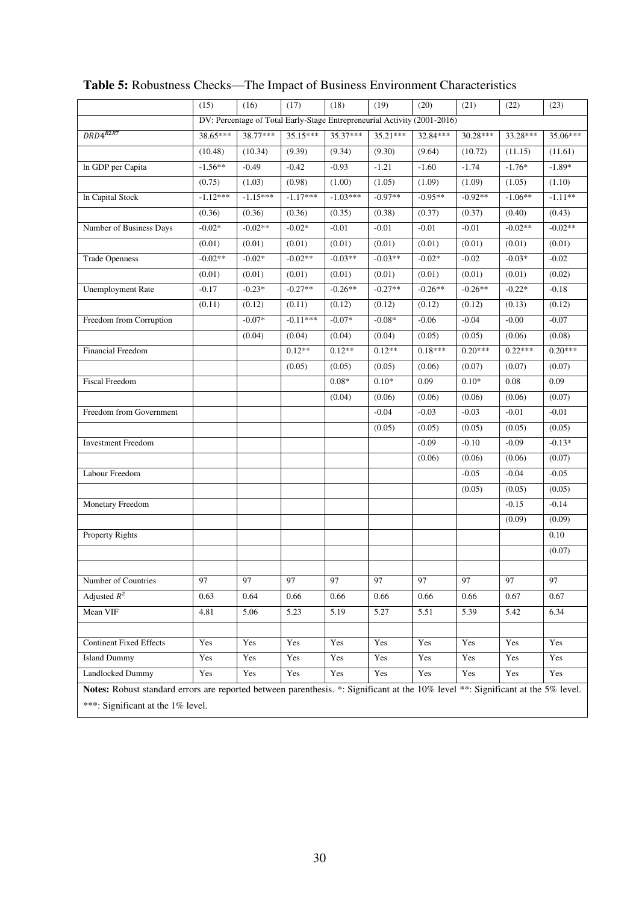**Table 5:** Robustness Checks—The Impact of Business Environment Characteristics

| | (15) | (16) | (17) | (18) | (19) | (20) | (21) | (22) | (23) |
|---|---|---|---|---|---|---|---|---|---|
| | DV: Percentage of Total Early-Stage Entrepreneurial Activity (2001-2016) | | | | | | | | |
| $DRD4^{R2R7}$ | 38.65*** | 38.77*** | 35.15*** | 35.37*** | 35.21*** | 32.84*** | 30.28*** | 33.28*** | 35.06*** |
| | (10.48) | (10.34) | (9.39) | (9.34) | (9.30) | (9.64) | (10.72) | (11.15) | (11.61) |
| ln GDP per Capita | -1.56** | -0.49 | -0.42 | -0.93 | -1.21 | -1.60 | -1.74 | -1.76* | -1.89* |
| | (0.75) | (1.03) | (0.98) | (1.00) | (1.05) | (1.09) | (1.09) | (1.05) | (1.10) |
| ln Capital Stock | -1.12*** | -1.15*** | -1.17*** | -1.03*** | -0.97** | -0.95** | -0.92** | -1.06** | -1.11** |
| | (0.36) | (0.36) | (0.36) | (0.35) | (0.38) | (0.37) | (0.37) | (0.40) | (0.43) |
| Number of Business Days | -0.02* | -0.02** | -0.02* | -0.01 | -0.01 | -0.01 | -0.01 | -0.02** | -0.02** |
| | (0.01) | (0.01) | (0.01) | (0.01) | (0.01) | (0.01) | (0.01) | (0.01) | (0.01) |
| Trade Openness | -0.02** | -0.02* | -0.02** | -0.03** | -0.03** | -0.02* | -0.02 | -0.03* | -0.02 |
| | (0.01) | (0.01) | (0.01) | (0.01) | (0.01) | (0.01) | (0.01) | (0.01) | (0.02) |
| Unemployment Rate | -0.17 | -0.23* | -0.27** | -0.26** | -0.27** | -0.26** | -0.26** | -0.22* | -0.18 |
| | (0.11) | (0.12) | (0.11) | (0.12) | (0.12) | (0.12) | (0.12) | (0.13) | (0.12) |
| Freedom from Corruption | | -0.07* | -0.11*** | -0.07* | -0.08* | -0.06 | -0.04 | -0.00 | -0.07 |
| | | (0.04) | (0.04) | (0.04) | (0.04) | (0.05) | (0.05) | (0.06) | (0.08) |
| Financial Freedom | | | 0.12** | 0.12** | 0.12** | 0.18*** | 0.20*** | 0.22*** | 0.20*** |
| | | | (0.05) | (0.05) | (0.05) | (0.06) | (0.07) | (0.07) | (0.07) |
| Fiscal Freedom | | | | 0.08* | 0.10* | 0.09 | 0.10* | 0.08 | 0.09 |
| | | | | (0.04) | (0.06) | (0.06) | (0.06) | (0.06) | (0.07) |
| Freedom from Government | | | | | -0.04 | -0.03 | -0.03 | -0.01 | -0.01 |
| | | | | | (0.05) | (0.05) | (0.05) | (0.05) | (0.05) |
| Investment Freedom | | | | | | -0.09 | -0.10 | -0.09 | -0.13* |
| | | | | | | (0.06) | (0.06) | (0.06) | (0.07) |
| Labour Freedom | | | | | | | -0.05 | -0.04 | -0.05 |
| | | | | | | | (0.05) | (0.05) | (0.05) |
| Monetary Freedom | | | | | | | | -0.15 | -0.14 |
| | | | | | | | | (0.09) | (0.09) |
| Property Rights | | | | | | | | | 0.10 |
| | | | | | | | | | (0.07) |
| | | | | | | | | | |
| Number of Countries | 97 | 97 | 97 | 97 | 97 | 97 | 97 | 97 | 97 |
| Adjusted $R^2$ | 0.63 | 0.64 | 0.66 | 0.66 | 0.66 | 0.66 | 0.66 | 0.67 | 0.67 |
| Mean VIF | 4.81 | 5.06 | 5.23 | 5.19 | 5.27 | 5.51 | 5.39 | 5.42 | 6.34 |
| | | | | | | | | | |
| Continent Fixed Effects | Yes | Yes | Yes | Yes | Yes | Yes | Yes | Yes | Yes |
| Island Dummy | Yes | Yes | Yes | Yes | Yes | Yes | Yes | Yes | Yes |
| Landlocked Dummy | Yes | Yes | Yes | Yes | Yes | Yes | Yes | Yes | Yes |

**Notes:** Robust standard errors are reported between parenthesis. *: Significant at the 10% level **: Significant at the 5% level. ***: Significant at the 1% level.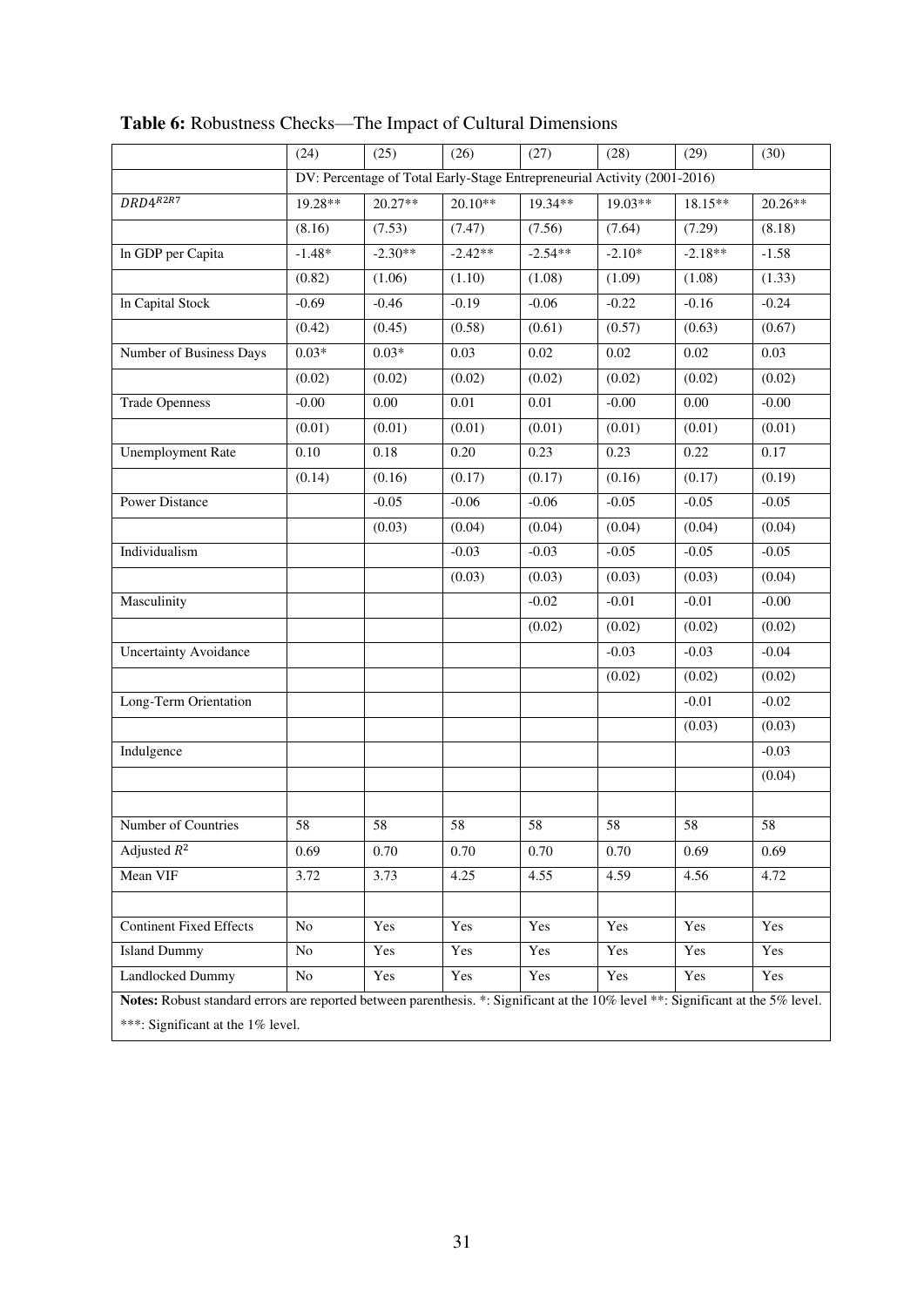**Table 6:** Robustness Checks—The Impact of Cultural Dimensions

| | (24) | (25) | (26) | (27) | (28) | (29) | (30) |
|---|---|---|---|---|---|---|---|
| | DV: Percentage of Total Early-Stage Entrepreneurial Activity (2001-2016) | | | | | | |
| $DRD4^{R2R7}$ | 19.28** | 20.27** | 20.10** | 19.34** | 19.03** | 18.15** | 20.26** |
| | (8.16) | (7.53) | (7.47) | (7.56) | (7.64) | (7.29) | (8.18) |
| ln GDP per Capita | -1.48* | -2.30** | -2.42** | -2.54** | -2.10* | -2.18** | -1.58 |
| | (0.82) | (1.06) | (1.10) | (1.08) | (1.09) | (1.08) | (1.33) |
| ln Capital Stock | -0.69 | -0.46 | -0.19 | -0.06 | -0.22 | -0.16 | -0.24 |
| | (0.42) | (0.45) | (0.58) | (0.61) | (0.57) | (0.63) | (0.67) |
| Number of Business Days | 0.03* | 0.03* | 0.03 | 0.02 | 0.02 | 0.02 | 0.03 |
| | (0.02) | (0.02) | (0.02) | (0.02) | (0.02) | (0.02) | (0.02) |
| Trade Openness | -0.00 | 0.00 | 0.01 | 0.01 | -0.00 | 0.00 | -0.00 |
| | (0.01) | (0.01) | (0.01) | (0.01) | (0.01) | (0.01) | (0.01) |
| Unemployment Rate | 0.10 | 0.18 | 0.20 | 0.23 | 0.23 | 0.22 | 0.17 |
| | (0.14) | (0.16) | (0.17) | (0.17) | (0.16) | (0.17) | (0.19) |
| Power Distance | | -0.05 | -0.06 | -0.06 | -0.05 | -0.05 | -0.05 |
| | | (0.03) | (0.04) | (0.04) | (0.04) | (0.04) | (0.04) |
| Individualism | | | -0.03 | -0.03 | -0.05 | -0.05 | -0.05 |
| | | | (0.03) | (0.03) | (0.03) | (0.03) | (0.04) |
| Masculinity | | | | -0.02 | -0.01 | -0.01 | -0.00 |
| | | | | (0.02) | (0.02) | (0.02) | (0.02) |
| Uncertainty Avoidance | | | | | -0.03 | -0.03 | -0.04 |
| | | | | | (0.02) | (0.02) | (0.02) |
| Long-Term Orientation | | | | | | -0.01 | -0.02 |
| | | | | | | (0.03) | (0.03) |
| Indulgence | | | | | | | -0.03 |
| | | | | | | | (0.04) |
| | | | | | | | |
| Number of Countries | 58 | 58 | 58 | 58 | 58 | 58 | 58 |
| Adjusted $R^2$ | 0.69 | 0.70 | 0.70 | 0.70 | 0.70 | 0.69 | 0.69 |
| Mean VIF | 3.72 | 3.73 | 4.25 | 4.55 | 4.59 | 4.56 | 4.72 |
| | | | | | | | |
| Continent Fixed Effects | No | Yes | Yes | Yes | Yes | Yes | Yes |
| Island Dummy | No | Yes | Yes | Yes | Yes | Yes | Yes |
| Landlocked Dummy | No | Yes | Yes | Yes | Yes | Yes | Yes |

**Notes:** Robust standard errors are reported between parenthesis. *: Significant at the 10% level **: Significant at the 5% level. ***: Significant at the 1% level.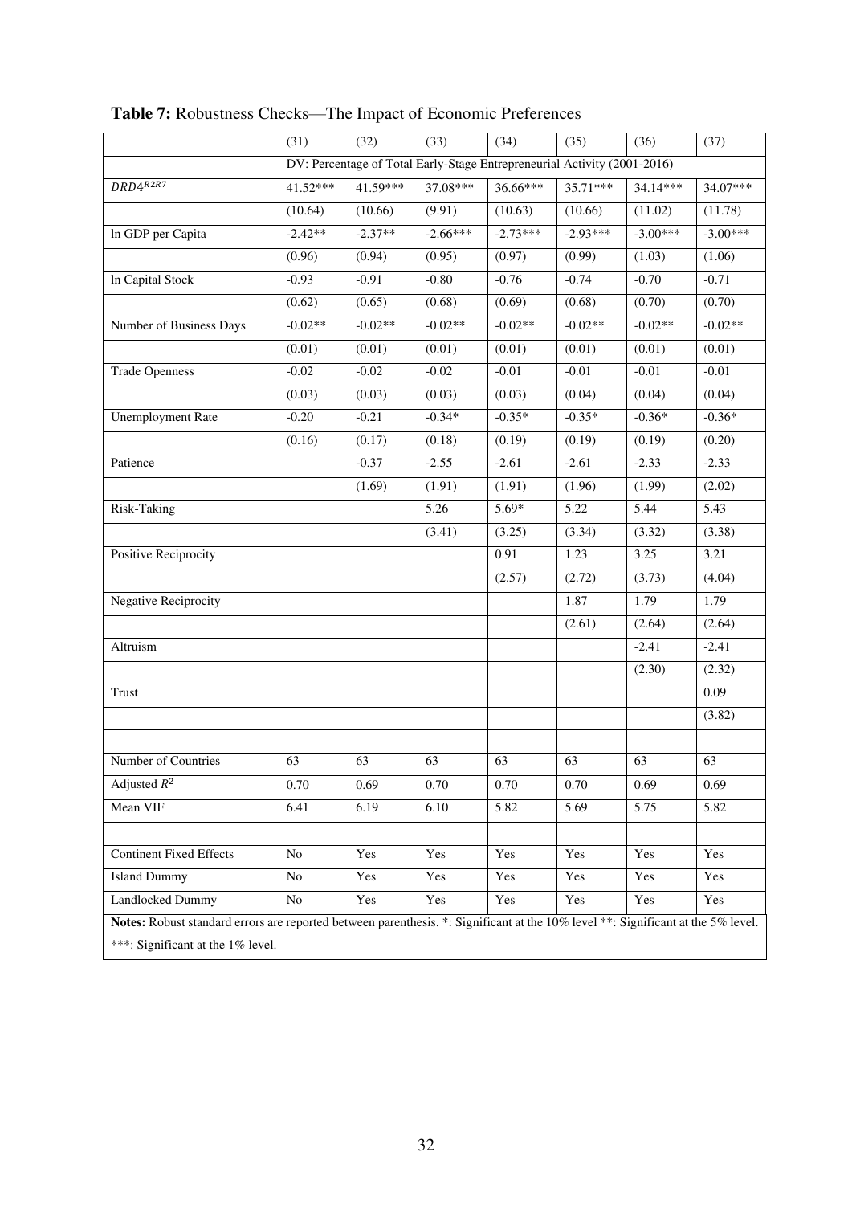**Table 7:** Robustness Checks—The Impact of Economic Preferences

| | (31) | (32) | (33) | (34) | (35) | (36) | (37) |
|---|---|---|---|---|---|---|---|
| | DV: Percentage of Total Early-Stage Entrepreneurial Activity (2001-2016) | | | | | | |
| $DRD4^{R2R7}$ | 41.52*** | 41.59*** | 37.08*** | 36.66*** | 35.71*** | 34.14*** | 34.07*** |
| | (10.64) | (10.66) | (9.91) | (10.63) | (10.66) | (11.02) | (11.78) |
| ln GDP per Capita | -2.42** | -2.37** | -2.66*** | -2.73*** | -2.93*** | -3.00*** | -3.00*** |
| | (0.96) | (0.94) | (0.95) | (0.97) | (0.99) | (1.03) | (1.06) |
| ln Capital Stock | -0.93 | -0.91 | -0.80 | -0.76 | -0.74 | -0.70 | -0.71 |
| | (0.62) | (0.65) | (0.68) | (0.69) | (0.68) | (0.70) | (0.70) |
| Number of Business Days | -0.02** | -0.02** | -0.02** | -0.02** | -0.02** | -0.02** | -0.02** |
| | (0.01) | (0.01) | (0.01) | (0.01) | (0.01) | (0.01) | (0.01) |
| Trade Openness | -0.02 | -0.02 | -0.02 | -0.01 | -0.01 | -0.01 | -0.01 |
| | (0.03) | (0.03) | (0.03) | (0.03) | (0.04) | (0.04) | (0.04) |
| Unemployment Rate | -0.20 | -0.21 | -0.34* | -0.35* | -0.35* | -0.36* | -0.36* |
| | (0.16) | (0.17) | (0.18) | (0.19) | (0.19) | (0.19) | (0.20) |
| Patience | | -0.37 | -2.55 | -2.61 | -2.61 | -2.33 | -2.33 |
| | | (1.69) | (1.91) | (1.91) | (1.96) | (1.99) | (2.02) |
| Risk-Taking | | | 5.26 | 5.69* | 5.22 | 5.44 | 5.43 |
| | | | (3.41) | (3.25) | (3.34) | (3.32) | (3.38) |
| Positive Reciprocity | | | | 0.91 | 1.23 | 3.25 | 3.21 |
| | | | | (2.57) | (2.72) | (3.73) | (4.04) |
| Negative Reciprocity | | | | | 1.87 | 1.79 | 1.79 |
| | | | | | (2.61) | (2.64) | (2.64) |
| Altruism | | | | | | -2.41 | -2.41 |
| | | | | | | (2.30) | (2.32) |
| Trust | | | | | | | 0.09 |
| | | | | | | | (3.82) |
| | | | | | | | |
| Number of Countries | 63 | 63 | 63 | 63 | 63 | 63 | 63 |
| Adjusted $R^2$ | 0.70 | 0.69 | 0.70 | 0.70 | 0.70 | 0.69 | 0.69 |
| Mean VIF | 6.41 | 6.19 | 6.10 | 5.82 | 5.69 | 5.75 | 5.82 |
| | | | | | | | |
| Continent Fixed Effects | No | Yes | Yes | Yes | Yes | Yes | Yes |
| Island Dummy | No | Yes | Yes | Yes | Yes | Yes | Yes |
| Landlocked Dummy | No | Yes | Yes | Yes | Yes | Yes | Yes |

**Notes:** Robust standard errors are reported between parenthesis. *: Significant at the 10% level **: Significant at the 5% level. ***: Significant at the 1% level.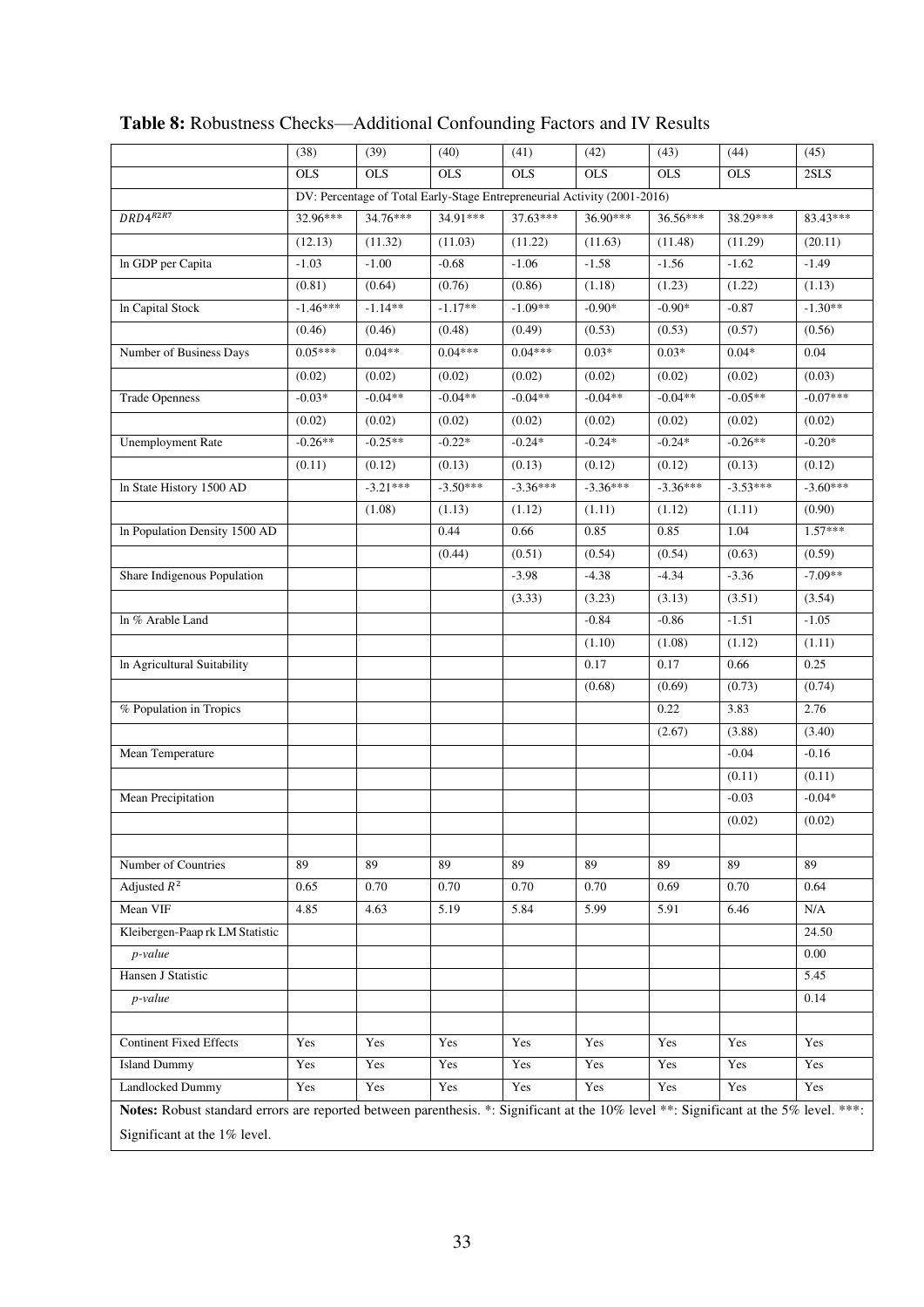**Table 8:** Robustness Checks—Additional Confounding Factors and IV Results

| | (38) | (39) | (40) | (41) | (42) | (43) | (44) | (45) |
|---|---|---|---|---|---|---|---|---|
| | OLS | OLS | OLS | OLS | OLS | OLS | OLS | 2SLS |
| | DV: Percentage of Total Early-Stage Entrepreneurial Activity (2001-2016) | | | | | | | |
| $DRD4^{R2R7}$ | 32.96*** | 34.76*** | 34.91*** | 37.63*** | 36.90*** | 36.56*** | 38.29*** | 83.43*** |
| | (12.13) | (11.32) | (11.03) | (11.22) | (11.63) | (11.48) | (11.29) | (20.11) |
| ln GDP per Capita | -1.03 | -1.00 | -0.68 | -1.06 | -1.58 | -1.56 | -1.62 | -1.49 |
| | (0.81) | (0.64) | (0.76) | (0.86) | (1.18) | (1.23) | (1.22) | (1.13) |
| ln Capital Stock | -1.46*** | -1.14** | -1.17** | -1.09** | -0.90* | -0.90* | -0.87 | -1.30** |
| | (0.46) | (0.46) | (0.48) | (0.49) | (0.53) | (0.53) | (0.57) | (0.56) |
| Number of Business Days | 0.05*** | 0.04** | 0.04*** | 0.04*** | 0.03* | 0.03* | 0.04* | 0.04 |
| | (0.02) | (0.02) | (0.02) | (0.02) | (0.02) | (0.02) | (0.02) | (0.03) |
| Trade Openness | -0.03* | -0.04** | -0.04** | -0.04** | -0.04** | -0.04** | -0.05** | -0.07*** |
| | (0.02) | (0.02) | (0.02) | (0.02) | (0.02) | (0.02) | (0.02) | (0.02) |
| Unemployment Rate | -0.26** | -0.25** | -0.22* | -0.24* | -0.24* | -0.24* | -0.26** | -0.20* |
| | (0.11) | (0.12) | (0.13) | (0.13) | (0.12) | (0.12) | (0.13) | (0.12) |
| ln State History 1500 AD | | -3.21*** | -3.50*** | -3.36*** | -3.36*** | -3.36*** | -3.53*** | -3.60*** |
| | | (1.08) | (1.13) | (1.12) | (1.11) | (1.12) | (1.11) | (0.90) |
| ln Population Density 1500 AD | | | 0.44 | 0.66 | 0.85 | 0.85 | 1.04 | 1.57*** |
| | | | (0.44) | (0.51) | (0.54) | (0.54) | (0.63) | (0.59) |
| Share Indigenous Population | | | | -3.98 | -4.38 | -4.34 | -3.36 | -7.09** |
| | | | | (3.33) | (3.23) | (3.13) | (3.51) | (3.54) |
| ln % Arable Land | | | | | -0.84 | -0.86 | -1.51 | -1.05 |
| | | | | | (1.10) | (1.08) | (1.12) | (1.11) |
| ln Agricultural Suitability | | | | | 0.17 | 0.17 | 0.66 | 0.25 |
| | | | | | (0.68) | (0.69) | (0.73) | (0.74) |
| % Population in Tropics | | | | | | 0.22 | 3.83 | 2.76 |
| | | | | | | (2.67) | (3.88) | (3.40) |
| Mean Temperature | | | | | | | -0.04 | -0.16 |
| | | | | | | | (0.11) | (0.11) |
| Mean Precipitation | | | | | | | -0.03 | -0.04* |
| | | | | | | | (0.02) | (0.02) |
| | | | | | | | | |
| Number of Countries | 89 | 89 | 89 | 89 | 89 | 89 | 89 | 89 |
| Adjusted $R^2$ | 0.65 | 0.70 | 0.70 | 0.70 | 0.70 | 0.69 | 0.70 | 0.64 |
| Mean VIF | 4.85 | 4.63 | 5.19 | 5.84 | 5.99 | 5.91 | 6.46 | N/A |
| Kleibergen-Paap rk LM Statistic | | | | | | | | 24.50 |
| *p-value* | | | | | | | | 0.00 |
| Hansen J Statistic | | | | | | | | 5.45 |
| *p-value* | | | | | | | | 0.14 |
| | | | | | | | | |
| Continent Fixed Effects | Yes | Yes | Yes | Yes | Yes | Yes | Yes | Yes |
| Island Dummy | Yes | Yes | Yes | Yes | Yes | Yes | Yes | Yes |
| Landlocked Dummy | Yes | Yes | Yes | Yes | Yes | Yes | Yes | Yes |

**Notes:** Robust standard errors are reported between parenthesis. *: Significant at the 10% level **: Significant at the 5% level. ***: Significant at the 1% level.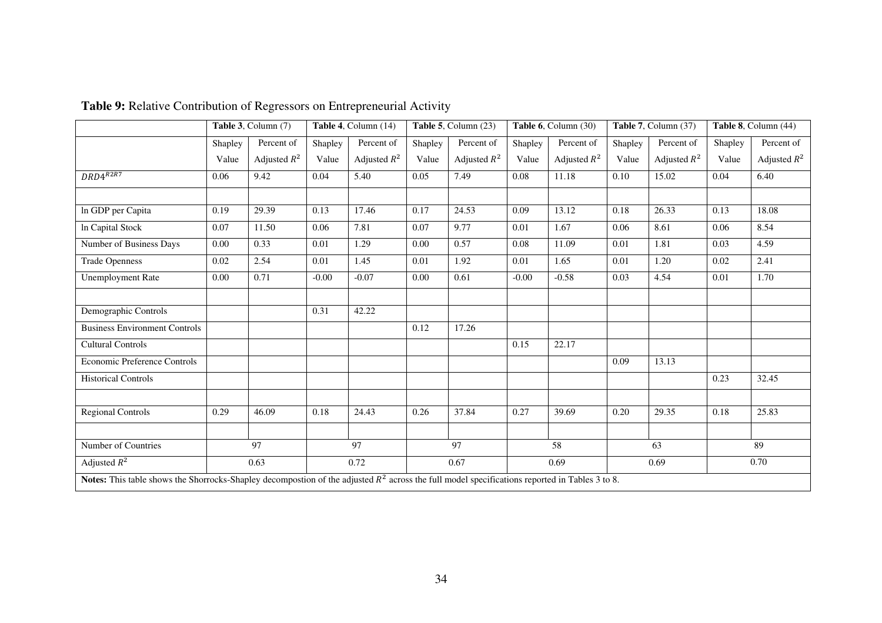**Table 9:** Relative Contribution of Regressors on Entrepreneurial Activity

| | **Table 3**, Column (7) | | **Table 4**, Column (14) | | **Table 5**, Column (23) | | **Table 6**, Column (30) | | **Table 7**, Column (37) | | **Table 8**, Column (44) | |
|---|---|---|---|---|---|---|---|---|---|---|---|---|
| | Shapley Value | Percent of Adjusted $R^2$ | Shapley Value | Percent of Adjusted $R^2$ | Shapley Value | Percent of Adjusted $R^2$ | Shapley Value | Percent of Adjusted $R^2$ | Shapley Value | Percent of Adjusted $R^2$ | Shapley Value | Percent of Adjusted $R^2$ |
| $DRD4^{R2R7}$ | 0.06 | 9.42 | 0.04 | 5.40 | 0.05 | 7.49 | 0.08 | 11.18 | 0.10 | 15.02 | 0.04 | 6.40 |
| | | | | | | | | | | | | |
| ln GDP per Capita | 0.19 | 29.39 | 0.13 | 17.46 | 0.17 | 24.53 | 0.09 | 13.12 | 0.18 | 26.33 | 0.13 | 18.08 |
| ln Capital Stock | 0.07 | 11.50 | 0.06 | 7.81 | 0.07 | 9.77 | 0.01 | 1.67 | 0.06 | 8.61 | 0.06 | 8.54 |
| Number of Business Days | 0.00 | 0.33 | 0.01 | 1.29 | 0.00 | 0.57 | 0.08 | 11.09 | 0.01 | 1.81 | 0.03 | 4.59 |
| Trade Openness | 0.02 | 2.54 | 0.01 | 1.45 | 0.01 | 1.92 | 0.01 | 1.65 | 0.01 | 1.20 | 0.02 | 2.41 |
| Unemployment Rate | 0.00 | 0.71 | -0.00 | -0.07 | 0.00 | 0.61 | -0.00 | -0.58 | 0.03 | 4.54 | 0.01 | 1.70 |
| | | | | | | | | | | | | |
| Demographic Controls | | | 0.31 | 42.22 | | | | | | | | |
| Business Environment Controls | | | | | 0.12 | 17.26 | | | | | | |
| Cultural Controls | | | | | | | 0.15 | 22.17 | | | | |
| Economic Preference Controls | | | | | | | | | 0.09 | 13.13 | | |
| Historical Controls | | | | | | | | | | | 0.23 | 32.45 |
| | | | | | | | | | | | | |
| Regional Controls | 0.29 | 46.09 | 0.18 | 24.43 | 0.26 | 37.84 | 0.27 | 39.69 | 0.20 | 29.35 | 0.18 | 25.83 |
| | | | | | | | | | | | | |
| Number of Countries | 97 | | 97 | | 97 | | 58 | | 63 | | 89 | |
| Adjusted $R^2$ | 0.63 | | 0.72 | | 0.67 | | 0.69 | | 0.69 | | 0.70 | |

**Notes:** This table shows the Shorrocks-Shapley decompostion of the adjusted $R^2$ across the full model specifications reported in Tables 3 to 8.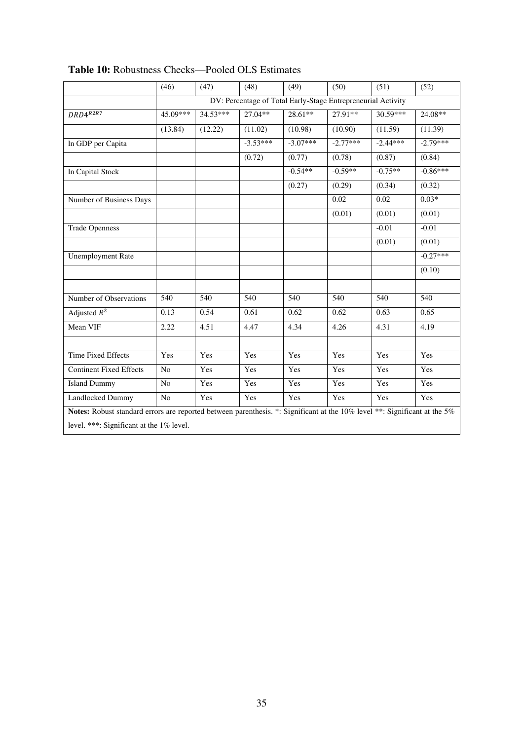**Table 10:** Robustness Checks—Pooled OLS Estimates

| | (46) | (47) | (48) | (49) | (50) | (51) | (52) |
|---|---|---|---|---|---|---|---|
| | DV: Percentage of Total Early-Stage Entrepreneurial Activity | | | | | | |
| $DRD4^{R2R7}$ | 45.09*** | 34.53*** | 27.04** | 28.61** | 27.91** | 30.59*** | 24.08** |
| | (13.84) | (12.22) | (11.02) | (10.98) | (10.90) | (11.59) | (11.39) |
| ln GDP per Capita | | | -3.53*** | -3.07*** | -2.77*** | -2.44*** | -2.79*** |
| | | | (0.72) | (0.77) | (0.78) | (0.87) | (0.84) |
| ln Capital Stock | | | | -0.54** | -0.59** | -0.75** | -0.86*** |
| | | | | (0.27) | (0.29) | (0.34) | (0.32) |
| Number of Business Days | | | | | 0.02 | 0.02 | 0.03* |
| | | | | | (0.01) | (0.01) | (0.01) |
| Trade Openness | | | | | | -0.01 | -0.01 |
| | | | | | | (0.01) | (0.01) |
| Unemployment Rate | | | | | | | -0.27*** |
| | | | | | | | (0.10) |
| | | | | | | | |
| Number of Observations | 540 | 540 | 540 | 540 | 540 | 540 | 540 |
| Adjusted $R^2$ | 0.13 | 0.54 | 0.61 | 0.62 | 0.62 | 0.63 | 0.65 |
| Mean VIF | 2.22 | 4.51 | 4.47 | 4.34 | 4.26 | 4.31 | 4.19 |
| | | | | | | | |
| Time Fixed Effects | Yes | Yes | Yes | Yes | Yes | Yes | Yes |
| Continent Fixed Effects | No | Yes | Yes | Yes | Yes | Yes | Yes |
| Island Dummy | No | Yes | Yes | Yes | Yes | Yes | Yes |
| Landlocked Dummy | No | Yes | Yes | Yes | Yes | Yes | Yes |

**Notes:** Robust standard errors are reported between parenthesis. *: Significant at the 10% level **: Significant at the 5% level. ***: Significant at the 1% level.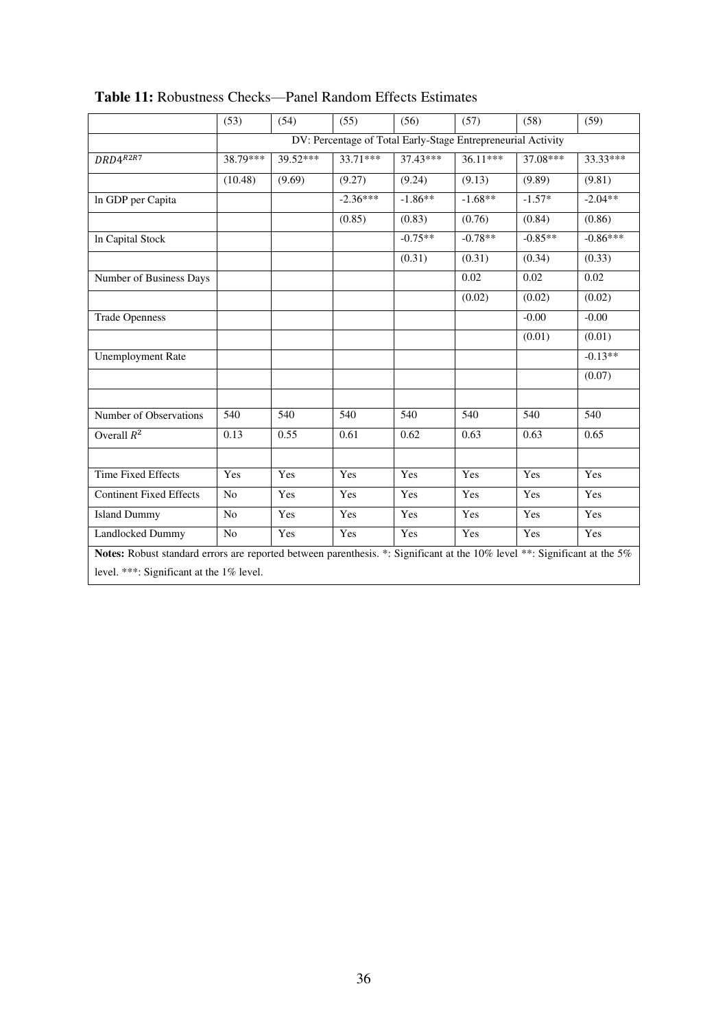**Table 11:** Robustness Checks—Panel Random Effects Estimates

| | (53) | (54) | (55) | (56) | (57) | (58) | (59) |
|---|---|---|---|---|---|---|---|
| | DV: Percentage of Total Early-Stage Entrepreneurial Activity | | | | | | |
| $DRD4^{R2R7}$ | 38.79*** | 39.52*** | 33.71*** | 37.43*** | 36.11*** | 37.08*** | 33.33*** |
| | (10.48) | (9.69) | (9.27) | (9.24) | (9.13) | (9.89) | (9.81) |
| ln GDP per Capita | | | -2.36*** | -1.86** | -1.68** | -1.57* | -2.04** |
| | | | (0.85) | (0.83) | (0.76) | (0.84) | (0.86) |
| ln Capital Stock | | | | -0.75** | -0.78** | -0.85** | -0.86*** |
| | | | | (0.31) | (0.31) | (0.34) | (0.33) |
| Number of Business Days | | | | | 0.02 | 0.02 | 0.02 |
| | | | | | (0.02) | (0.02) | (0.02) |
| Trade Openness | | | | | | -0.00 | -0.00 |
| | | | | | | (0.01) | (0.01) |
| Unemployment Rate | | | | | | | -0.13** |
| | | | | | | | (0.07) |
| | | | | | | | |
| Number of Observations | 540 | 540 | 540 | 540 | 540 | 540 | 540 |
| Overall $R^2$ | 0.13 | 0.55 | 0.61 | 0.62 | 0.63 | 0.63 | 0.65 |
| | | | | | | | |
| Time Fixed Effects | Yes | Yes | Yes | Yes | Yes | Yes | Yes |
| Continent Fixed Effects | No | Yes | Yes | Yes | Yes | Yes | Yes |
| Island Dummy | No | Yes | Yes | Yes | Yes | Yes | Yes |
| Landlocked Dummy | No | Yes | Yes | Yes | Yes | Yes | Yes |

**Notes:** Robust standard errors are reported between parenthesis. *: Significant at the 10% level **: Significant at the 5% level. ***: Significant at the 1% level.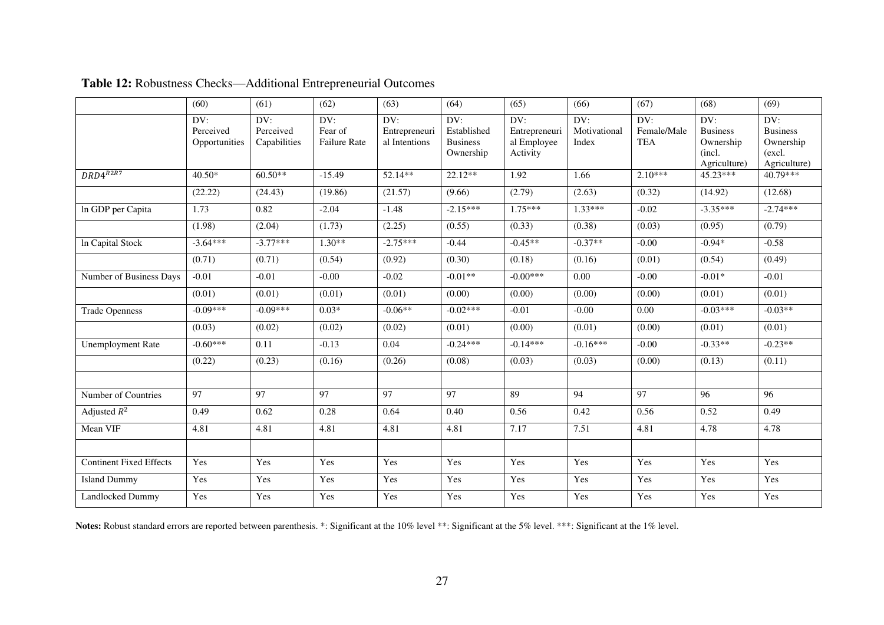**Table 12:** Robustness Checks—Additional Entrepreneurial Outcomes

| | (60) | (61) | (62) | (63) | (64) | (65) | (66) | (67) | (68) | (69) |
|---|---|---|---|---|---|---|---|---|---|---|
| | DV: Perceived Opportunities | DV: Perceived Capabilities | DV: Fear of Failure Rate | DV: Entrepreneurial Intentions | DV: Established Business Ownership | DV: Entrepreneurial Employee Activity | DV: Motivational Index | DV: Female/Male TEA | DV: Business Ownership (incl. Agriculture) | DV: Business Ownership (excl. Agriculture) |
| $DRD4^{R2R7}$ | 40.50* | 60.50** | -15.49 | 52.14** | 22.12** | 1.92 | 1.66 | 2.10*** | 45.23*** | 40.79*** |
| | (22.22) | (24.43) | (19.86) | (21.57) | (9.66) | (2.79) | (2.63) | (0.32) | (14.92) | (12.68) |
| ln GDP per Capita | 1.73 | 0.82 | -2.04 | -1.48 | -2.15*** | 1.75*** | 1.33*** | -0.02 | -3.35*** | -2.74*** |
| | (1.98) | (2.04) | (1.73) | (2.25) | (0.55) | (0.33) | (0.38) | (0.03) | (0.95) | (0.79) |
| ln Capital Stock | -3.64*** | -3.77*** | 1.30** | -2.75*** | -0.44 | -0.45** | -0.37** | -0.00 | -0.94* | -0.58 |
| | (0.71) | (0.71) | (0.54) | (0.92) | (0.30) | (0.18) | (0.16) | (0.01) | (0.54) | (0.49) |
| Number of Business Days | -0.01 | -0.01 | -0.00 | -0.02 | -0.01** | -0.00*** | 0.00 | -0.00 | -0.01* | -0.01 |
| | (0.01) | (0.01) | (0.01) | (0.01) | (0.00) | (0.00) | (0.00) | (0.00) | (0.01) | (0.01) |
| Trade Openness | -0.09*** | -0.09*** | 0.03* | -0.06** | -0.02*** | -0.01 | -0.00 | 0.00 | -0.03*** | -0.03** |
| | (0.03) | (0.02) | (0.02) | (0.02) | (0.01) | (0.00) | (0.01) | (0.00) | (0.01) | (0.01) |
| Unemployment Rate | -0.60*** | 0.11 | -0.13 | 0.04 | -0.24*** | -0.14*** | -0.16*** | -0.00 | -0.33** | -0.23** |
| | (0.22) | (0.23) | (0.16) | (0.26) | (0.08) | (0.03) | (0.03) | (0.00) | (0.13) | (0.11) |
| | | | | | | | | | | |
| Number of Countries | 97 | 97 | 97 | 97 | 97 | 89 | 94 | 97 | 96 | 96 |
| Adjusted $R^2$ | 0.49 | 0.62 | 0.28 | 0.64 | 0.40 | 0.56 | 0.42 | 0.56 | 0.52 | 0.49 |
| Mean VIF | 4.81 | 4.81 | 4.81 | 4.81 | 4.81 | 7.17 | 7.51 | 4.81 | 4.78 | 4.78 |
| | | | | | | | | | | |
| Continent Fixed Effects | Yes | Yes | Yes | Yes | Yes | Yes | Yes | Yes | Yes | Yes |
| Island Dummy | Yes | Yes | Yes | Yes | Yes | Yes | Yes | Yes | Yes | Yes |
| Landlocked Dummy | Yes | Yes | Yes | Yes | Yes | Yes | Yes | Yes | Yes | Yes |

**Notes:** Robust standard errors are reported between parenthesis. *: Significant at the 10% level **: Significant at the 5% level. ***: Significant at the 1% level.